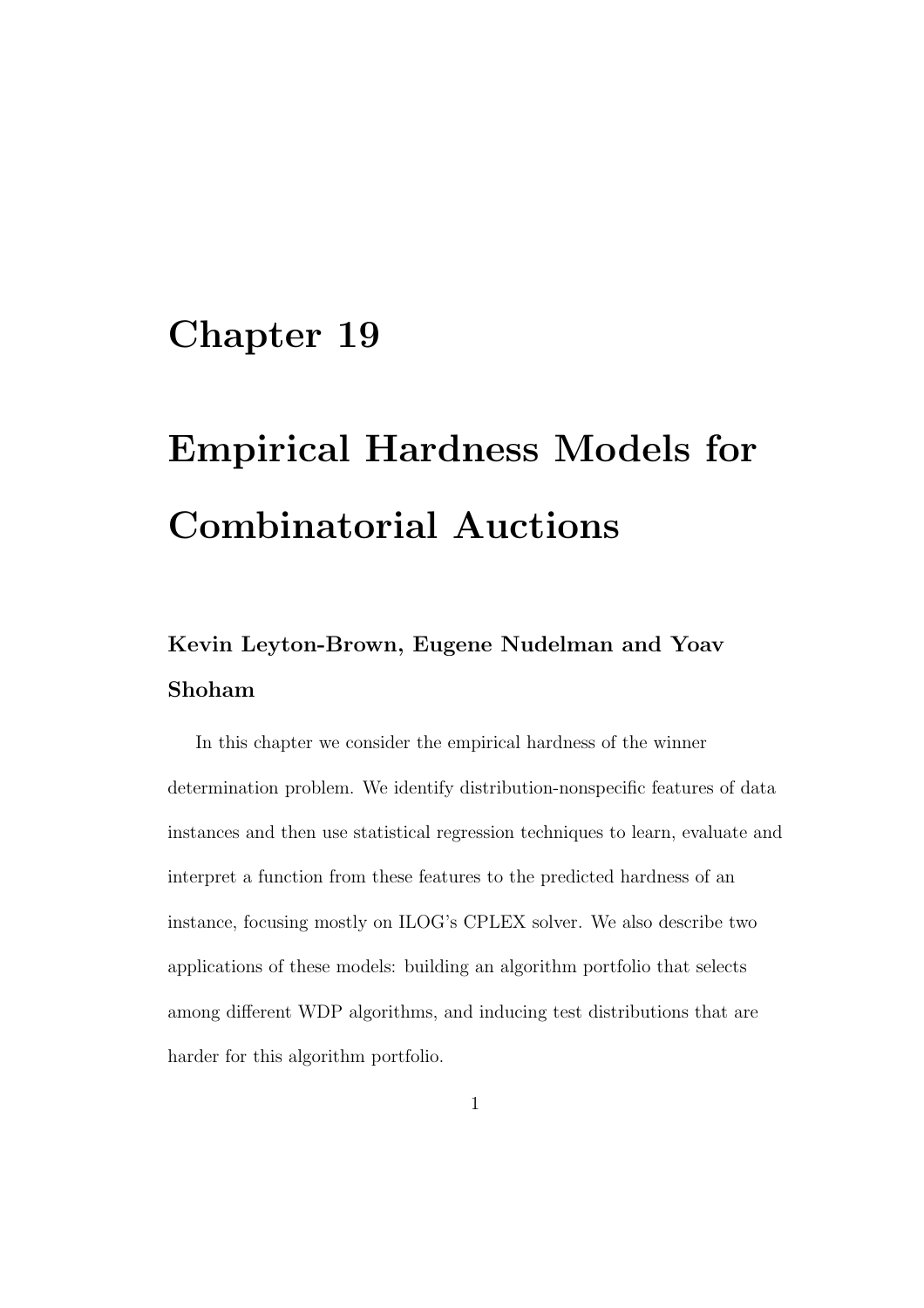# Chapter 19

# Empirical Hardness Models for Combinatorial Auctions

**Kevin Leyton-Brown, Eugene Nudelman and Yoav Shoham**

In this chapter we consider the empirical hardness of the winner determination problem. We identify distribution-nonspecific features of data instances and then use statistical regression techniques to learn, evaluate and interpret a function from these features to the predicted hardness of an instance, focusing mostly on ILOG's CPLEX solver. We also describe two applications of these models: building an algorithm portfolio that selects among different WDP algorithms, and inducing test distributions that are harder for this algorithm portfolio.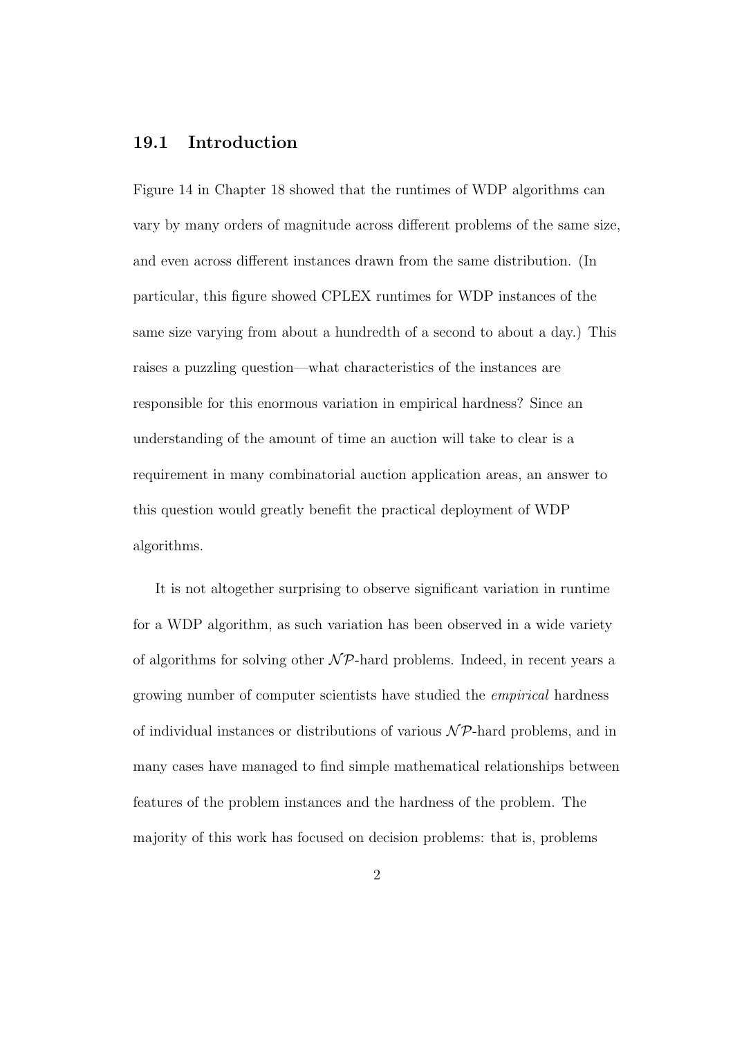## 19.1 Introduction

Figure 14 in Chapter 18 showed that the runtimes of WDP algorithms can vary by many orders of magnitude across different problems of the same size, and even across different instances drawn from the same distribution. (In particular, this figure showed CPLEX runtimes for WDP instances of the same size varying from about a hundredth of a second to about a day.) This raises a puzzling question—what characteristics of the instances are responsible for this enormous variation in empirical hardness? Since an understanding of the amount of time an auction will take to clear is a requirement in many combinatorial auction application areas, an answer to this question would greatly benefit the practical deployment of WDP algorithms.

It is not altogether surprising to observe significant variation in runtime for a WDP algorithm, as such variation has been observed in a wide variety of algorithms for solving other $\mathcal{NP}$-hard problems. Indeed, in recent years a growing number of computer scientists have studied the *empirical* hardness of individual instances or distributions of various $\mathcal{NP}$-hard problems, and in many cases have managed to find simple mathematical relationships between features of the problem instances and the hardness of the problem. The majority of this work has focused on decision problems: that is, problems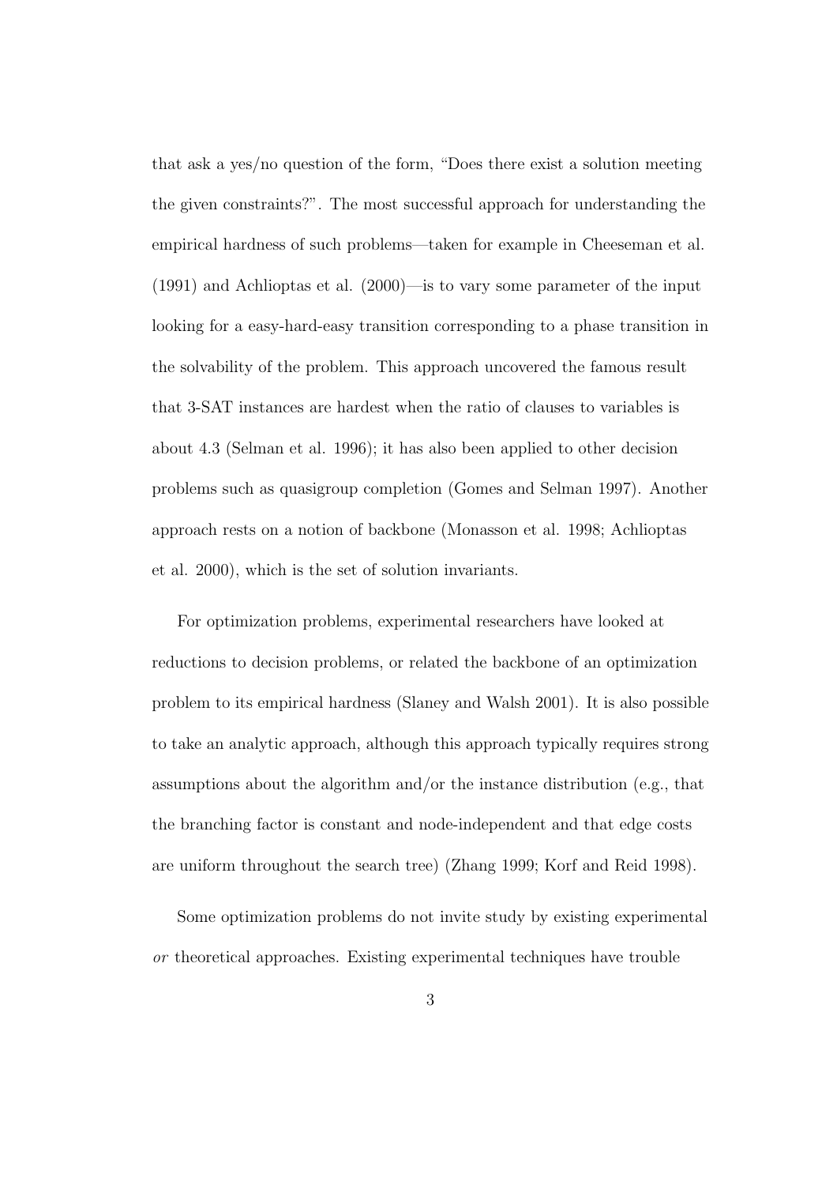that ask a yes/no question of the form, "Does there exist a solution meeting the given constraints?". The most successful approach for understanding the empirical hardness of such problems—taken for example in Cheeseman et al. (1991) and Achlioptas et al. (2000)—is to vary some parameter of the input looking for a easy-hard-easy transition corresponding to a phase transition in the solvability of the problem. This approach uncovered the famous result that 3-SAT instances are hardest when the ratio of clauses to variables is about 4.3 (Selman et al. 1996); it has also been applied to other decision problems such as quasigroup completion (Gomes and Selman 1997). Another approach rests on a notion of backbone (Monasson et al. 1998; Achlioptas et al. 2000), which is the set of solution invariants.

For optimization problems, experimental researchers have looked at reductions to decision problems, or related the backbone of an optimization problem to its empirical hardness (Slaney and Walsh 2001). It is also possible to take an analytic approach, although this approach typically requires strong assumptions about the algorithm and/or the instance distribution (e.g., that the branching factor is constant and node-independent and that edge costs are uniform throughout the search tree) (Zhang 1999; Korf and Reid 1998).

Some optimization problems do not invite study by existing experimental *or* theoretical approaches. Existing experimental techniques have trouble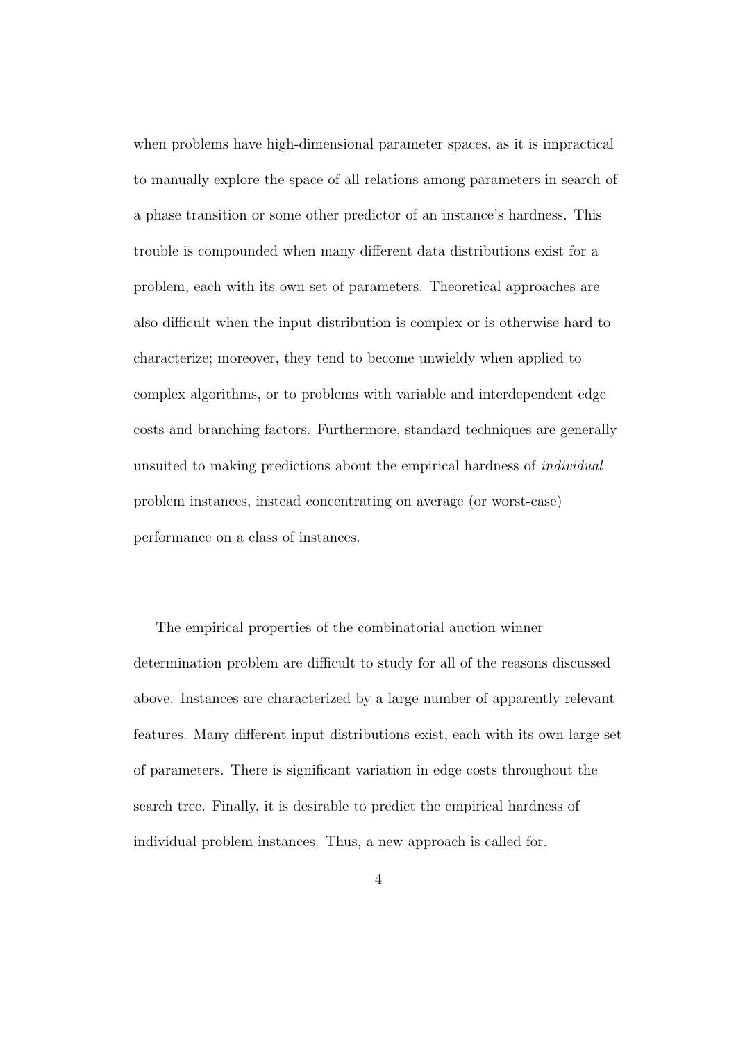when problems have high-dimensional parameter spaces, as it is impractical to manually explore the space of all relations among parameters in search of a phase transition or some other predictor of an instance's hardness. This trouble is compounded when many different data distributions exist for a problem, each with its own set of parameters. Theoretical approaches are also difficult when the input distribution is complex or is otherwise hard to characterize; moreover, they tend to become unwieldy when applied to complex algorithms, or to problems with variable and interdependent edge costs and branching factors. Furthermore, standard techniques are generally unsuited to making predictions about the empirical hardness of *individual* problem instances, instead concentrating on average (or worst-case) performance on a class of instances.

The empirical properties of the combinatorial auction winner determination problem are difficult to study for all of the reasons discussed above. Instances are characterized by a large number of apparently relevant features. Many different input distributions exist, each with its own large set of parameters. There is significant variation in edge costs throughout the search tree. Finally, it is desirable to predict the empirical hardness of individual problem instances. Thus, a new approach is called for.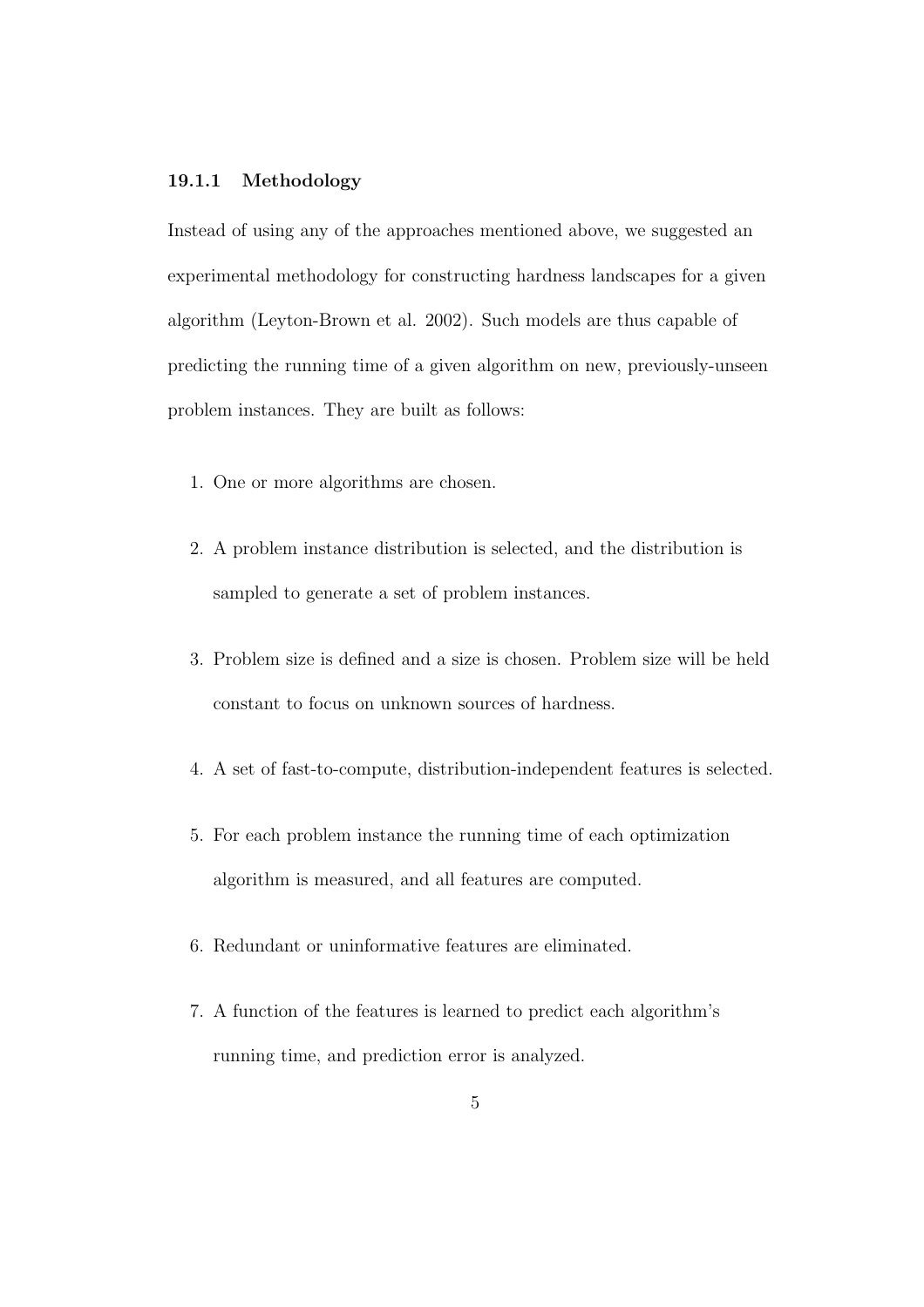### 19.1.1 Methodology

Instead of using any of the approaches mentioned above, we suggested an experimental methodology for constructing hardness landscapes for a given algorithm (Leyton-Brown et al. 2002). Such models are thus capable of predicting the running time of a given algorithm on new, previously-unseen problem instances. They are built as follows:

1. One or more algorithms are chosen.
2. A problem instance distribution is selected, and the distribution is sampled to generate a set of problem instances.
3. Problem size is defined and a size is chosen. Problem size will be held constant to focus on unknown sources of hardness.
4. A set of fast-to-compute, distribution-independent features is selected.
5. For each problem instance the running time of each optimization algorithm is measured, and all features are computed.
6. Redundant or uninformative features are eliminated.
7. A function of the features is learned to predict each algorithm's running time, and prediction error is analyzed.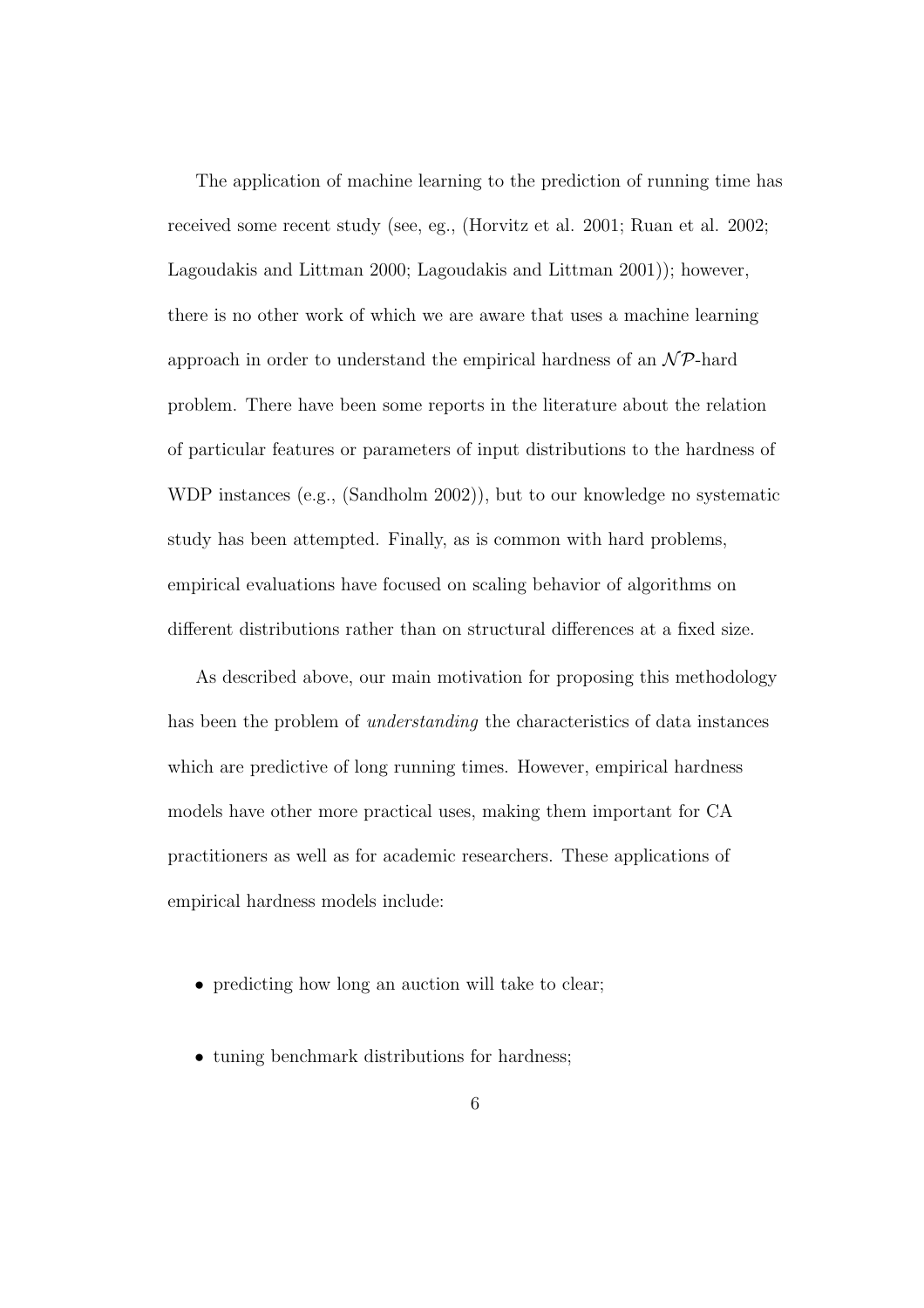The application of machine learning to the prediction of running time has received some recent study (see, eg., (Horvitz et al. 2001; Ruan et al. 2002; Lagoudakis and Littman 2000; Lagoudakis and Littman 2001)); however, there is no other work of which we are aware that uses a machine learning approach in order to understand the empirical hardness of an $\mathcal{NP}$-hard problem. There have been some reports in the literature about the relation of particular features or parameters of input distributions to the hardness of WDP instances (e.g., (Sandholm 2002)), but to our knowledge no systematic study has been attempted. Finally, as is common with hard problems, empirical evaluations have focused on scaling behavior of algorithms on different distributions rather than on structural differences at a fixed size.

As described above, our main motivation for proposing this methodology has been the problem of *understanding* the characteristics of data instances which are predictive of long running times. However, empirical hardness models have other more practical uses, making them important for CA practitioners as well as for academic researchers. These applications of empirical hardness models include:

- predicting how long an auction will take to clear;
- tuning benchmark distributions for hardness;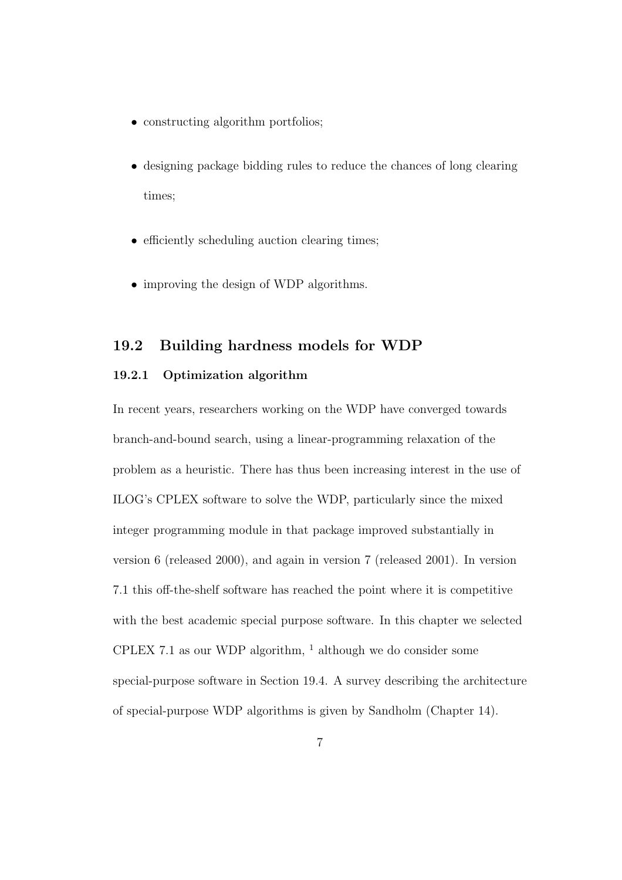- constructing algorithm portfolios;
- designing package bidding rules to reduce the chances of long clearing times;
- efficiently scheduling auction clearing times;
- improving the design of WDP algorithms.

## 19.2 Building hardness models for WDP

### 19.2.1 Optimization algorithm

In recent years, researchers working on the WDP have converged towards branch-and-bound search, using a linear-programming relaxation of the problem as a heuristic. There has thus been increasing interest in the use of ILOG's CPLEX software to solve the WDP, particularly since the mixed integer programming module in that package improved substantially in version 6 (released 2000), and again in version 7 (released 2001). In version 7.1 this off-the-shelf software has reached the point where it is competitive with the best academic special purpose software. In this chapter we selected CPLEX 7.1 as our WDP algorithm, [1] although we do consider some special-purpose software in Section 19.4. A survey describing the architecture of special-purpose WDP algorithms is given by Sandholm (Chapter 14).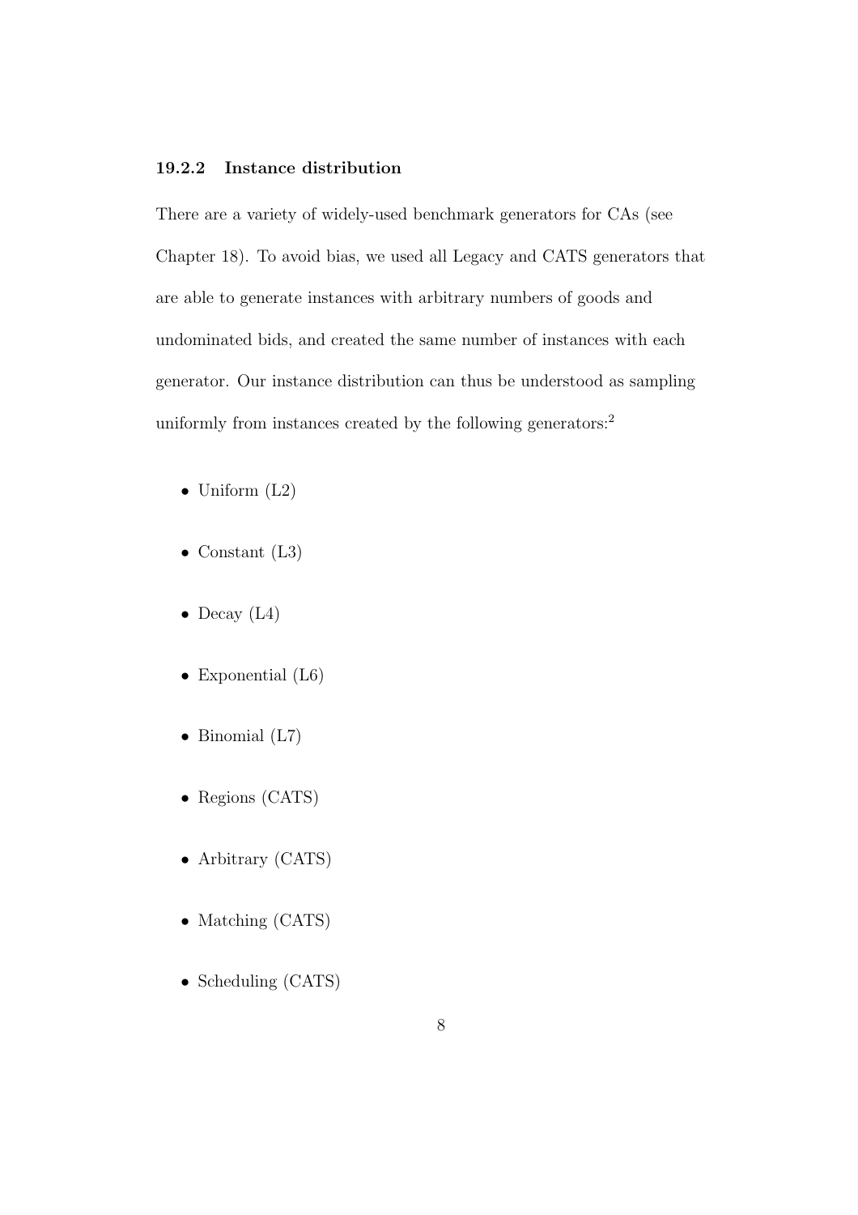### 19.2.2 Instance distribution

There are a variety of widely-used benchmark generators for CAs (see Chapter 18). To avoid bias, we used all Legacy and CATS generators that are able to generate instances with arbitrary numbers of goods and undominated bids, and created the same number of instances with each generator. Our instance distribution can thus be understood as sampling uniformly from instances created by the following generators:[2]

- Uniform (L2)
- Constant (L3)
- Decay (L4)
- Exponential (L6)
- Binomial (L7)
- Regions (CATS)
- Arbitrary (CATS)
- Matching (CATS)
- Scheduling (CATS)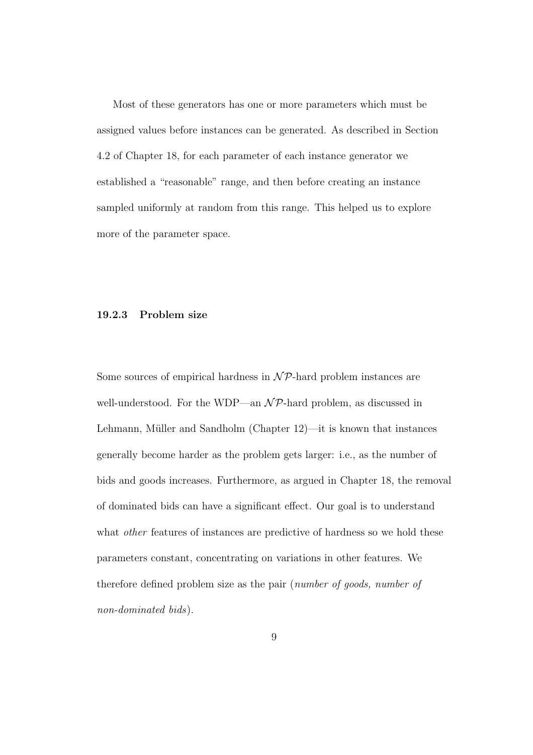Most of these generators has one or more parameters which must be assigned values before instances can be generated. As described in Section 4.2 of Chapter 18, for each parameter of each instance generator we established a "reasonable" range, and then before creating an instance sampled uniformly at random from this range. This helped us to explore more of the parameter space.

### 19.2.3 Problem size

Some sources of empirical hardness in $\mathcal{NP}$-hard problem instances are well-understood. For the WDP—an $\mathcal{NP}$-hard problem, as discussed in Lehmann, Müller and Sandholm (Chapter 12)—it is known that instances generally become harder as the problem gets larger: i.e., as the number of bids and goods increases. Furthermore, as argued in Chapter 18, the removal of dominated bids can have a significant effect. Our goal is to understand what *other* features of instances are predictive of hardness so we hold these parameters constant, concentrating on variations in other features. We therefore defined problem size as the pair (*number of goods, number of non-dominated bids*).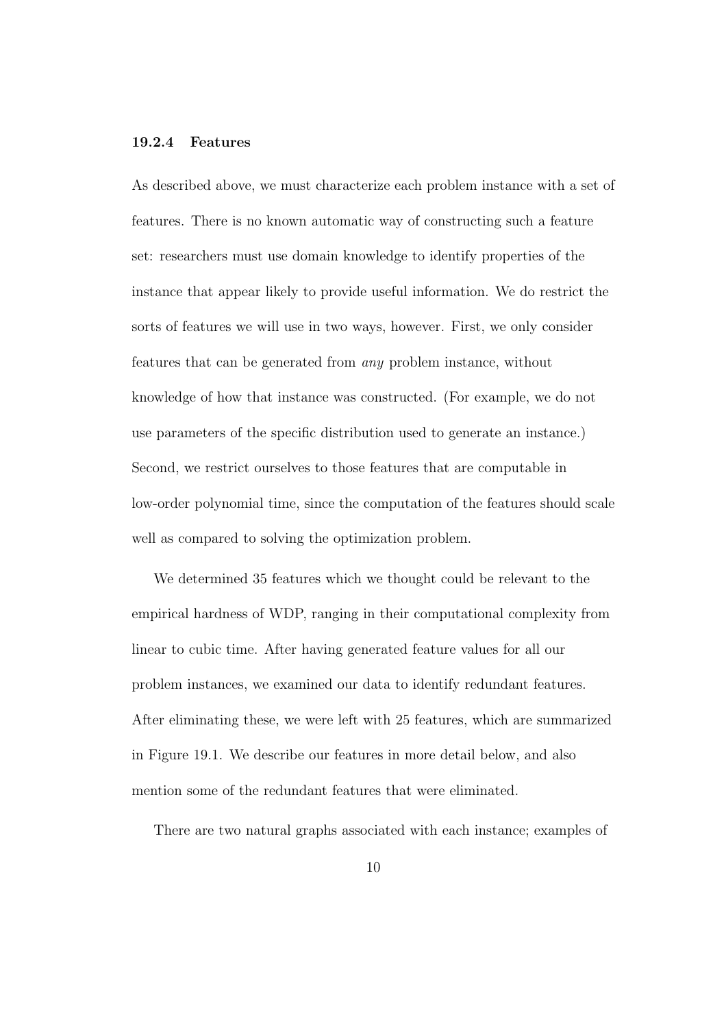### 19.2.4 Features

As described above, we must characterize each problem instance with a set of features. There is no known automatic way of constructing such a feature set: researchers must use domain knowledge to identify properties of the instance that appear likely to provide useful information. We do restrict the sorts of features we will use in two ways, however. First, we only consider features that can be generated from *any* problem instance, without knowledge of how that instance was constructed. (For example, we do not use parameters of the specific distribution used to generate an instance.) Second, we restrict ourselves to those features that are computable in low-order polynomial time, since the computation of the features should scale well as compared to solving the optimization problem.

We determined 35 features which we thought could be relevant to the empirical hardness of WDP, ranging in their computational complexity from linear to cubic time. After having generated feature values for all our problem instances, we examined our data to identify redundant features. After eliminating these, we were left with 25 features, which are summarized in Figure 19.1. We describe our features in more detail below, and also mention some of the redundant features that were eliminated.

There are two natural graphs associated with each instance; examples of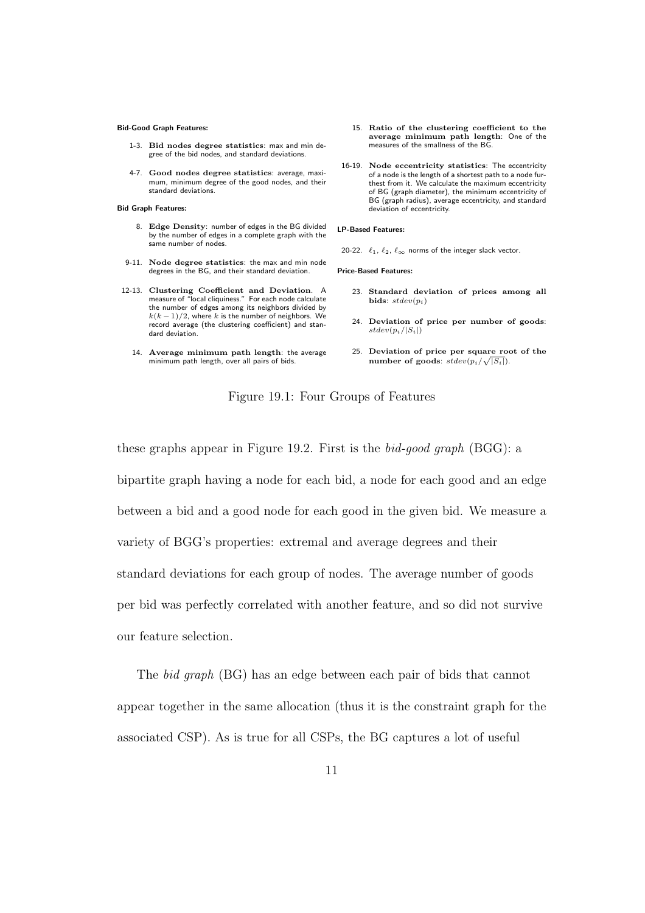**Bid-Good Graph Features:**

1-3. **Bid nodes degree statistics**: max and min degree of the bid nodes, and standard deviations.

4-7. **Good nodes degree statistics**: average, maximum, minimum degree of the good nodes, and their standard deviations.

**Bid Graph Features:**

8. **Edge Density**: number of edges in the BG divided by the number of edges in a complete graph with the same number of nodes.

9-11. **Node degree statistics**: the max and min node degrees in the BG, and their standard deviation.

12-13. **Clustering Coefficient and Deviation**. A measure of "local cliquiness." For each node calculate the number of edges among its neighbors divided by $k(k-1)/2$, where $k$ is the number of neighbors. We record average (the clustering coefficient) and standard deviation.

14. **Average minimum path length**: the average minimum path length, over all pairs of bids.

15. **Ratio of the clustering coefficient to the average minimum path length**: One of the measures of the smallness of the BG.

16-19. **Node eccentricity statistics**: The eccentricity of a node is the length of a shortest path to a node furthest from it. We calculate the maximum eccentricity of BG (graph diameter), the minimum eccentricity of BG (graph radius), average eccentricity, and standard deviation of eccentricity.

**LP-Based Features:**

20-22. $\ell_1$, $\ell_2$, $\ell_\infty$ norms of the integer slack vector.

**Price-Based Features:**

23. **Standard deviation of prices among all bids**: $stdev(p_i)$

24. **Deviation of price per number of goods**: $stdev(p_i/|S_i|)$

25. **Deviation of price per square root of the number of goods**: $stdev(p_i/\sqrt{|S_i|})$.

Figure 19.1: Four Groups of Features

these graphs appear in Figure 19.2. First is the *bid-good graph* (BGG): a bipartite graph having a node for each bid, a node for each good and an edge between a bid and a good node for each good in the given bid. We measure a variety of BGG's properties: extremal and average degrees and their standard deviations for each group of nodes. The average number of goods per bid was perfectly correlated with another feature, and so did not survive our feature selection.

The *bid graph* (BG) has an edge between each pair of bids that cannot appear together in the same allocation (thus it is the constraint graph for the associated CSP). As is true for all CSPs, the BG captures a lot of useful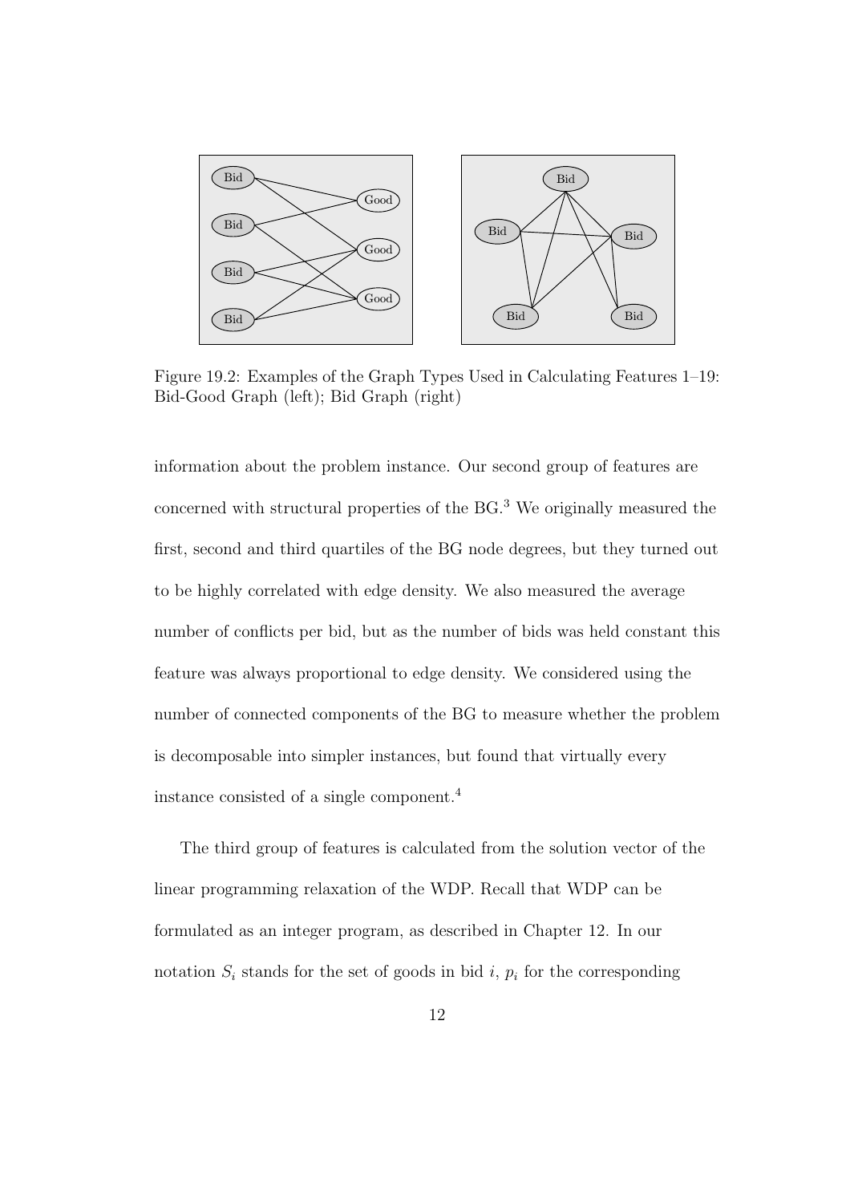Figure 19.2: Examples of the Graph Types Used in Calculating Features 1–19: Bid-Good Graph (left); Bid Graph (right)

information about the problem instance. Our second group of features are concerned with structural properties of the BG.[3] We originally measured the first, second and third quartiles of the BG node degrees, but they turned out to be highly correlated with edge density. We also measured the average number of conflicts per bid, but as the number of bids was held constant this feature was always proportional to edge density. We considered using the number of connected components of the BG to measure whether the problem is decomposable into simpler instances, but found that virtually every instance consisted of a single component.[4]

The third group of features is calculated from the solution vector of the linear programming relaxation of the WDP. Recall that WDP can be formulated as an integer program, as described in Chapter 12. In our notation $S_i$ stands for the set of goods in bid $i$, $p_i$ for the corresponding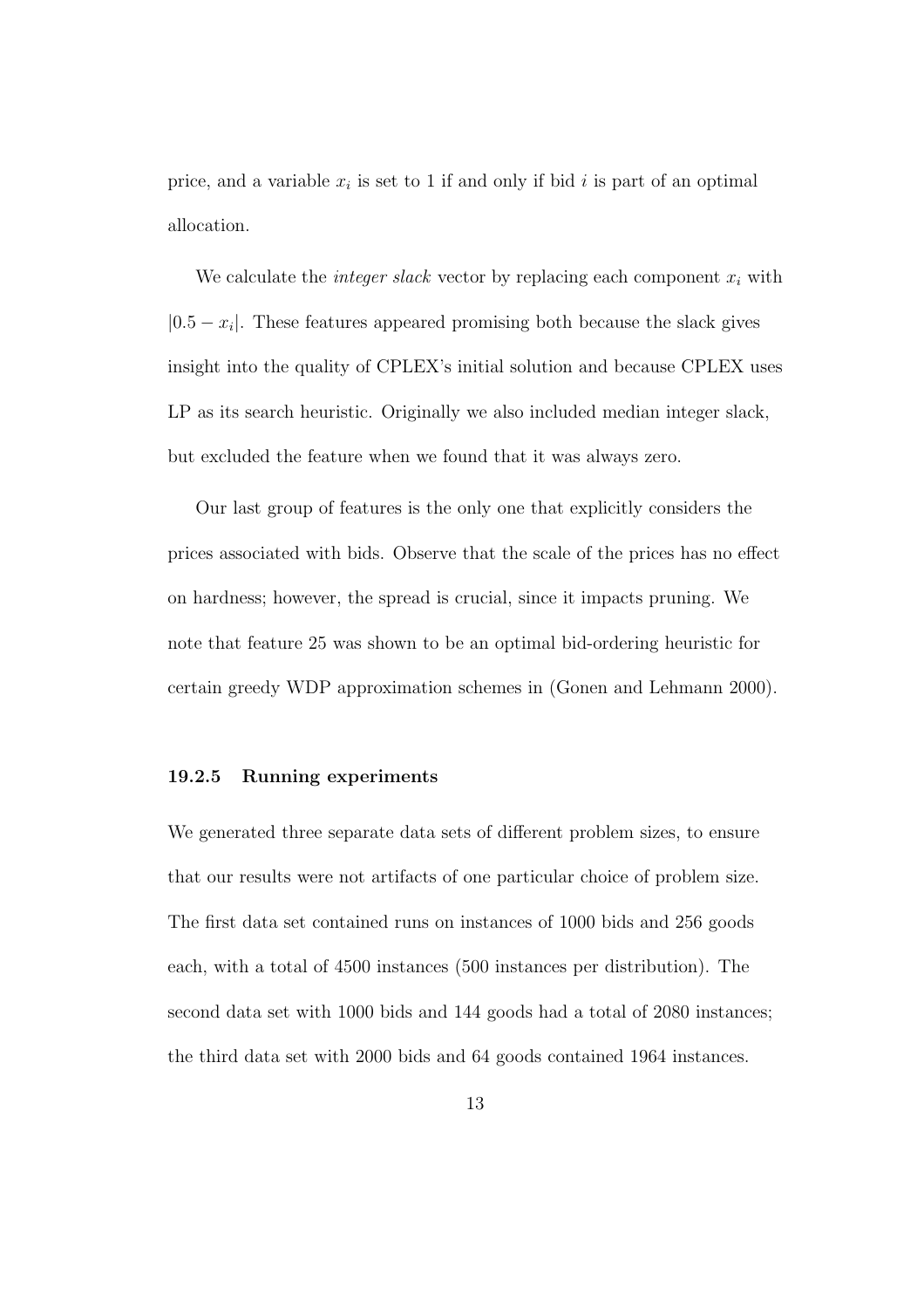price, and a variable $x_i$ is set to 1 if and only if bid $i$ is part of an optimal allocation.

We calculate the *integer slack* vector by replacing each component $x_i$ with $|0.5 - x_i|$. These features appeared promising both because the slack gives insight into the quality of CPLEX's initial solution and because CPLEX uses LP as its search heuristic. Originally we also included median integer slack, but excluded the feature when we found that it was always zero.

Our last group of features is the only one that explicitly considers the prices associated with bids. Observe that the scale of the prices has no effect on hardness; however, the spread is crucial, since it impacts pruning. We note that feature 25 was shown to be an optimal bid-ordering heuristic for certain greedy WDP approximation schemes in (Gonen and Lehmann 2000).

### 19.2.5 Running experiments

We generated three separate data sets of different problem sizes, to ensure that our results were not artifacts of one particular choice of problem size. The first data set contained runs on instances of 1000 bids and 256 goods each, with a total of 4500 instances (500 instances per distribution). The second data set with 1000 bids and 144 goods had a total of 2080 instances; the third data set with 2000 bids and 64 goods contained 1964 instances.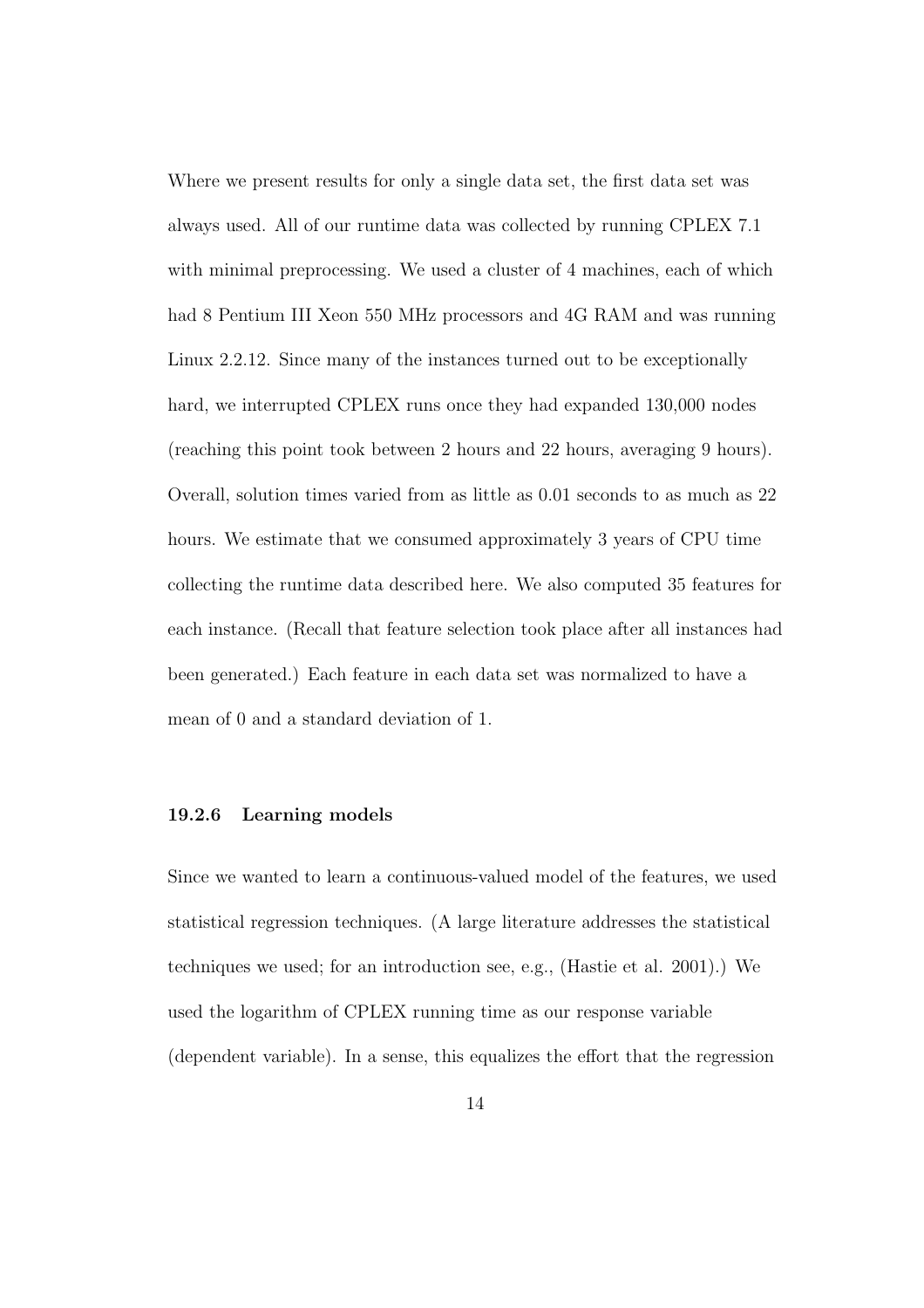Where we present results for only a single data set, the first data set was always used. All of our runtime data was collected by running CPLEX 7.1 with minimal preprocessing. We used a cluster of 4 machines, each of which had 8 Pentium III Xeon 550 MHz processors and 4G RAM and was running Linux 2.2.12. Since many of the instances turned out to be exceptionally hard, we interrupted CPLEX runs once they had expanded 130,000 nodes (reaching this point took between 2 hours and 22 hours, averaging 9 hours). Overall, solution times varied from as little as 0.01 seconds to as much as 22 hours. We estimate that we consumed approximately 3 years of CPU time collecting the runtime data described here. We also computed 35 features for each instance. (Recall that feature selection took place after all instances had been generated.) Each feature in each data set was normalized to have a mean of 0 and a standard deviation of 1.

### 19.2.6 Learning models

Since we wanted to learn a continuous-valued model of the features, we used statistical regression techniques. (A large literature addresses the statistical techniques we used; for an introduction see, e.g., (Hastie et al. 2001).) We used the logarithm of CPLEX running time as our response variable (dependent variable). In a sense, this equalizes the effort that the regression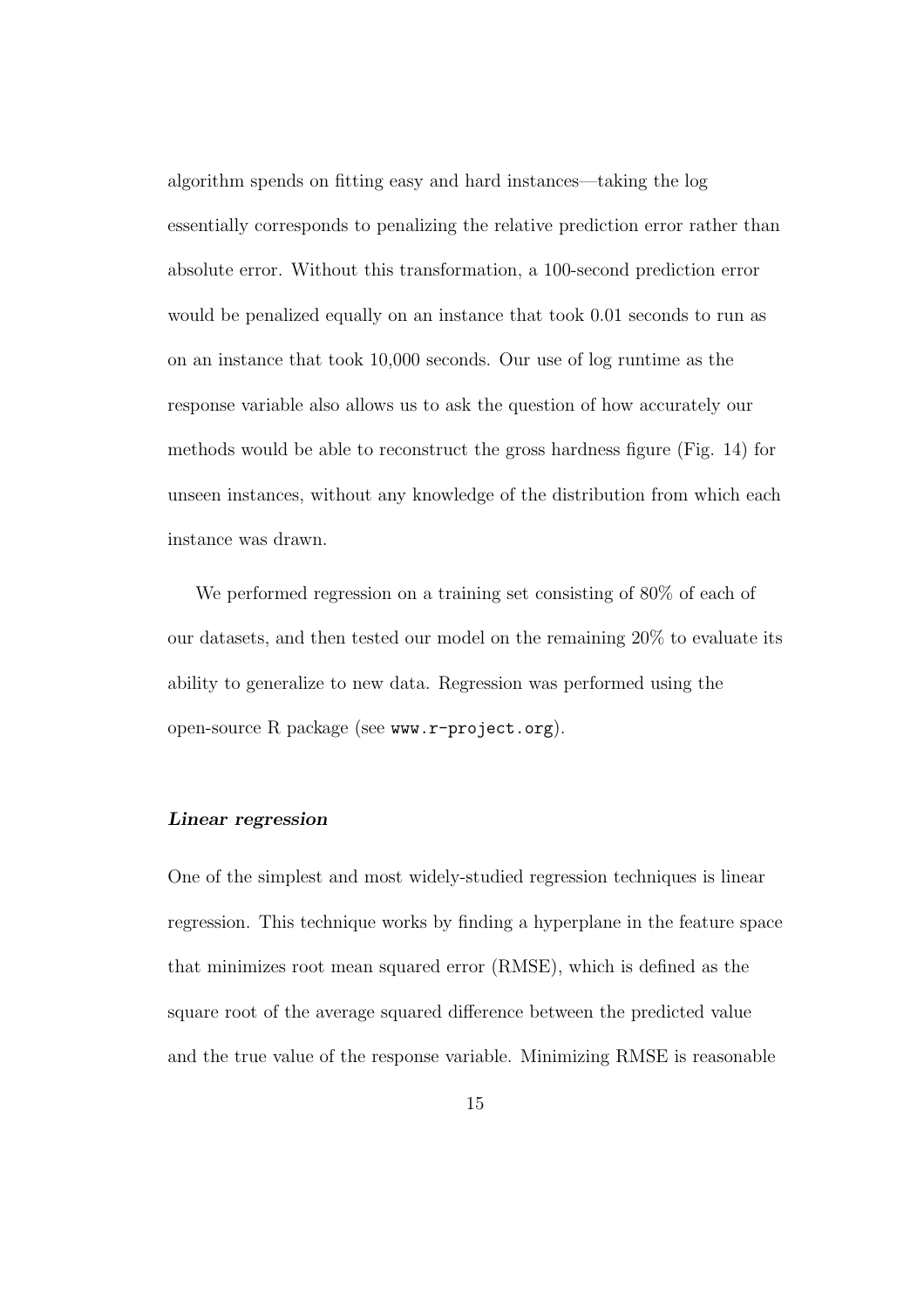algorithm spends on fitting easy and hard instances—taking the log essentially corresponds to penalizing the relative prediction error rather than absolute error. Without this transformation, a 100-second prediction error would be penalized equally on an instance that took 0.01 seconds to run as on an instance that took 10,000 seconds. Our use of log runtime as the response variable also allows us to ask the question of how accurately our methods would be able to reconstruct the gross hardness figure (Fig. 14) for unseen instances, without any knowledge of the distribution from which each instance was drawn.

We performed regression on a training set consisting of 80% of each of our datasets, and then tested our model on the remaining 20% to evaluate its ability to generalize to new data. Regression was performed using the open-source R package (see `www.r-project.org`).

### ***Linear regression***

One of the simplest and most widely-studied regression techniques is linear regression. This technique works by finding a hyperplane in the feature space that minimizes root mean squared error (RMSE), which is defined as the square root of the average squared difference between the predicted value and the true value of the response variable. Minimizing RMSE is reasonable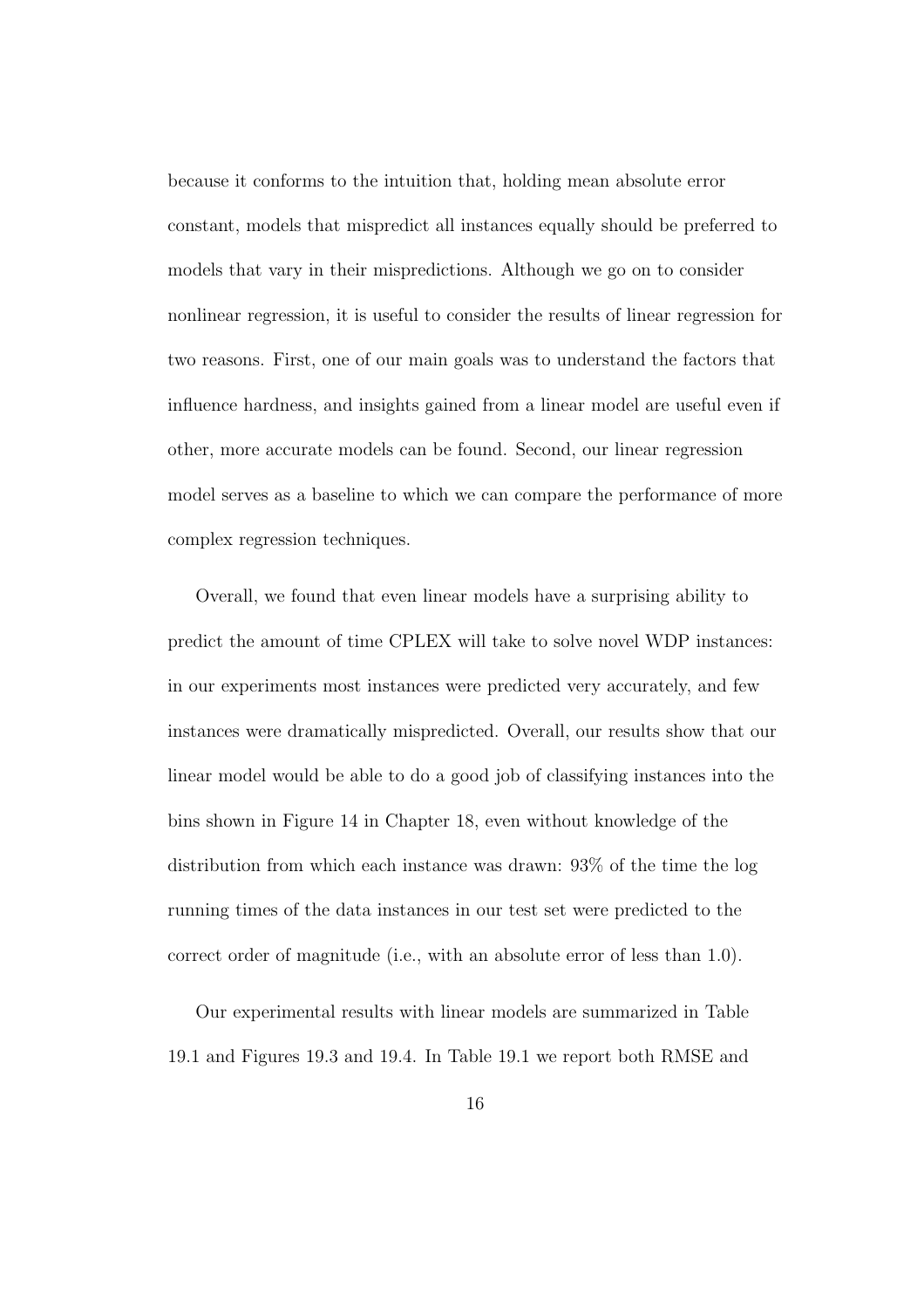because it conforms to the intuition that, holding mean absolute error constant, models that mispredict all instances equally should be preferred to models that vary in their mispredictions. Although we go on to consider nonlinear regression, it is useful to consider the results of linear regression for two reasons. First, one of our main goals was to understand the factors that influence hardness, and insights gained from a linear model are useful even if other, more accurate models can be found. Second, our linear regression model serves as a baseline to which we can compare the performance of more complex regression techniques.

Overall, we found that even linear models have a surprising ability to predict the amount of time CPLEX will take to solve novel WDP instances: in our experiments most instances were predicted very accurately, and few instances were dramatically mispredicted. Overall, our results show that our linear model would be able to do a good job of classifying instances into the bins shown in Figure 14 in Chapter 18, even without knowledge of the distribution from which each instance was drawn: 93% of the time the log running times of the data instances in our test set were predicted to the correct order of magnitude (i.e., with an absolute error of less than 1.0).

Our experimental results with linear models are summarized in Table 19.1 and Figures 19.3 and 19.4. In Table 19.1 we report both RMSE and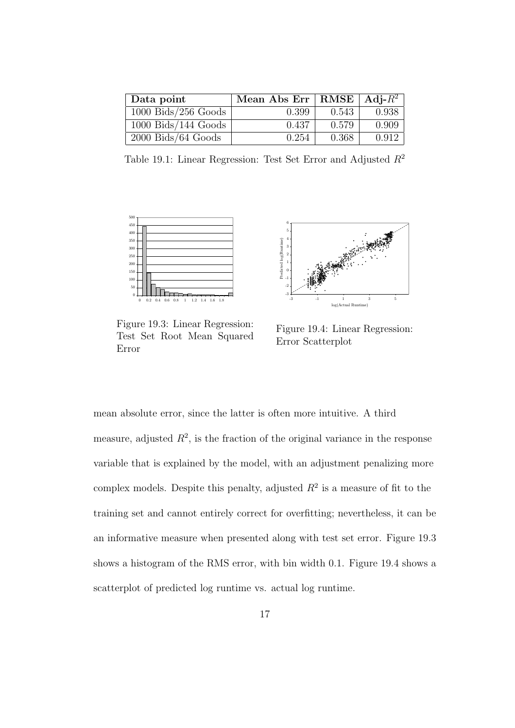| Data point | Mean Abs Err | RMSE | Adj-$R^2$ |
|---|---|---|---|
| 1000 Bids/256 Goods | 0.399 | 0.543 | 0.938 |
| 1000 Bids/144 Goods | 0.437 | 0.579 | 0.909 |
| 2000 Bids/64 Goods | 0.254 | 0.368 | 0.912 |

Table 19.1: Linear Regression: Test Set Error and Adjusted $R^2$

Figure 19.3: Linear Regression: Test Set Root Mean Squared Error

Figure 19.4: Linear Regression: Error Scatterplot

mean absolute error, since the latter is often more intuitive. A third measure, adjusted $R^2$, is the fraction of the original variance in the response variable that is explained by the model, with an adjustment penalizing more complex models. Despite this penalty, adjusted $R^2$ is a measure of fit to the training set and cannot entirely correct for overfitting; nevertheless, it can be an informative measure when presented along with test set error. Figure 19.3 shows a histogram of the RMS error, with bin width 0.1. Figure 19.4 shows a scatterplot of predicted log runtime vs. actual log runtime.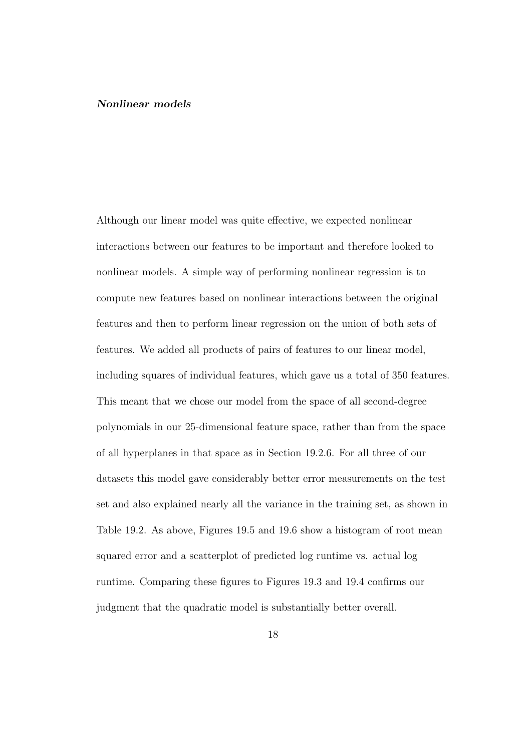***Nonlinear models***

Although our linear model was quite effective, we expected nonlinear interactions between our features to be important and therefore looked to nonlinear models. A simple way of performing nonlinear regression is to compute new features based on nonlinear interactions between the original features and then to perform linear regression on the union of both sets of features. We added all products of pairs of features to our linear model, including squares of individual features, which gave us a total of 350 features. This meant that we chose our model from the space of all second-degree polynomials in our 25-dimensional feature space, rather than from the space of all hyperplanes in that space as in Section 19.2.6. For all three of our datasets this model gave considerably better error measurements on the test set and also explained nearly all the variance in the training set, as shown in Table 19.2. As above, Figures 19.5 and 19.6 show a histogram of root mean squared error and a scatterplot of predicted log runtime vs. actual log runtime. Comparing these figures to Figures 19.3 and 19.4 confirms our judgment that the quadratic model is substantially better overall.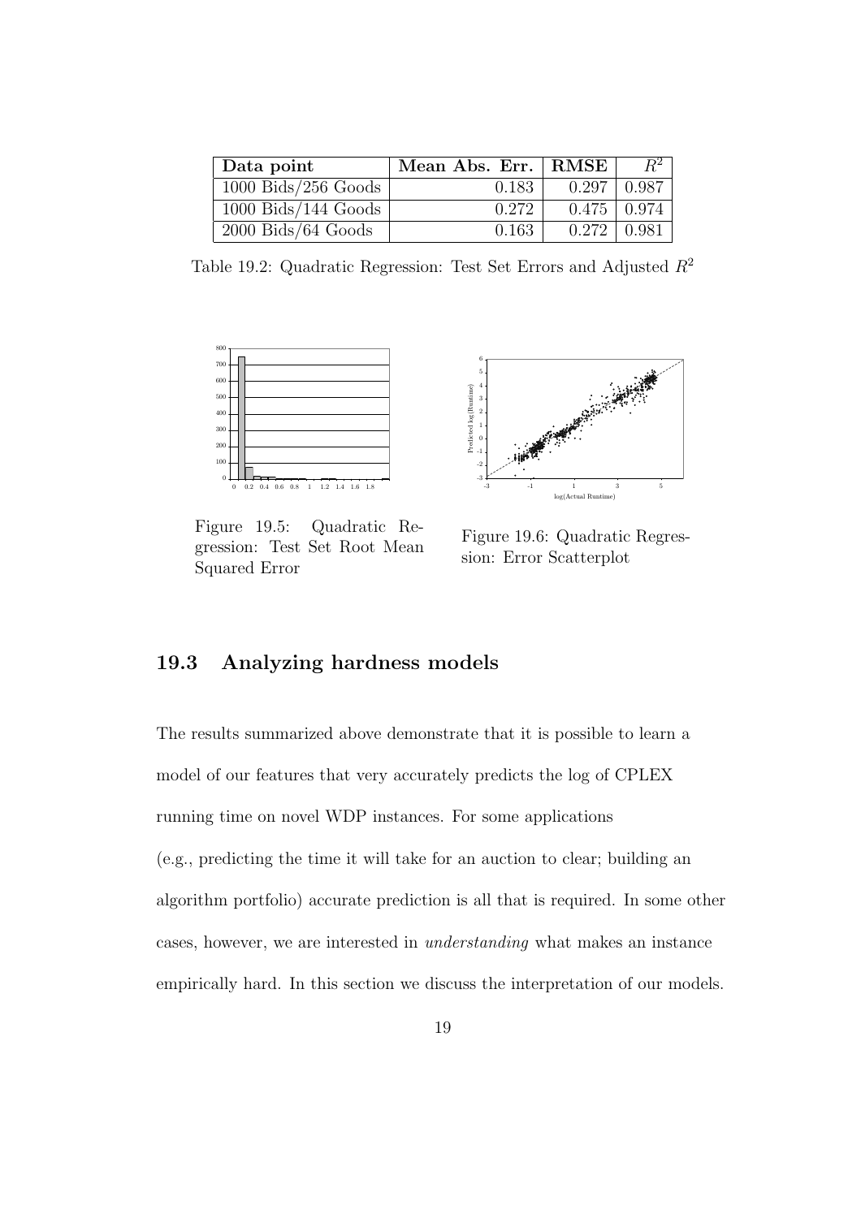| Data point | Mean Abs. Err. | RMSE | $R^2$ |
|---|---|---|---|
| 1000 Bids/256 Goods | 0.183 | 0.297 | 0.987 |
| 1000 Bids/144 Goods | 0.272 | 0.475 | 0.974 |
| 2000 Bids/64 Goods | 0.163 | 0.272 | 0.981 |

Table 19.2: Quadratic Regression: Test Set Errors and Adjusted $R^2$

Figure 19.5: Quadratic Regression: Test Set Root Mean Squared Error

Figure 19.6: Quadratic Regression: Error Scatterplot

## 19.3 Analyzing hardness models

The results summarized above demonstrate that it is possible to learn a model of our features that very accurately predicts the log of CPLEX running time on novel WDP instances. For some applications (e.g., predicting the time it will take for an auction to clear; building an algorithm portfolio) accurate prediction is all that is required. In some other cases, however, we are interested in *understanding* what makes an instance empirically hard. In this section we discuss the interpretation of our models.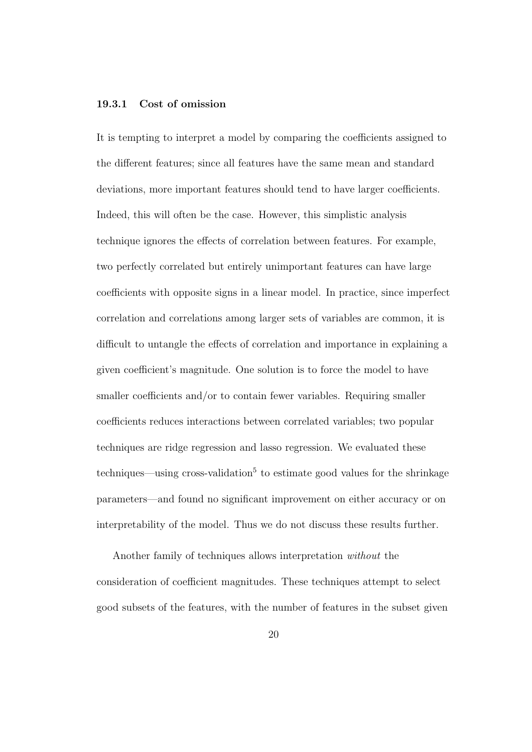#### 19.3.1 Cost of omission

It is tempting to interpret a model by comparing the coefficients assigned to the different features; since all features have the same mean and standard deviations, more important features should tend to have larger coefficients. Indeed, this will often be the case. However, this simplistic analysis technique ignores the effects of correlation between features. For example, two perfectly correlated but entirely unimportant features can have large coefficients with opposite signs in a linear model. In practice, since imperfect correlation and correlations among larger sets of variables are common, it is difficult to untangle the effects of correlation and importance in explaining a given coefficient's magnitude. One solution is to force the model to have smaller coefficients and/or to contain fewer variables. Requiring smaller coefficients reduces interactions between correlated variables; two popular techniques are ridge regression and lasso regression. We evaluated these techniques—using cross-validation[5] to estimate good values for the shrinkage parameters—and found no significant improvement on either accuracy or on interpretability of the model. Thus we do not discuss these results further.

Another family of techniques allows interpretation *without* the consideration of coefficient magnitudes. These techniques attempt to select good subsets of the features, with the number of features in the subset given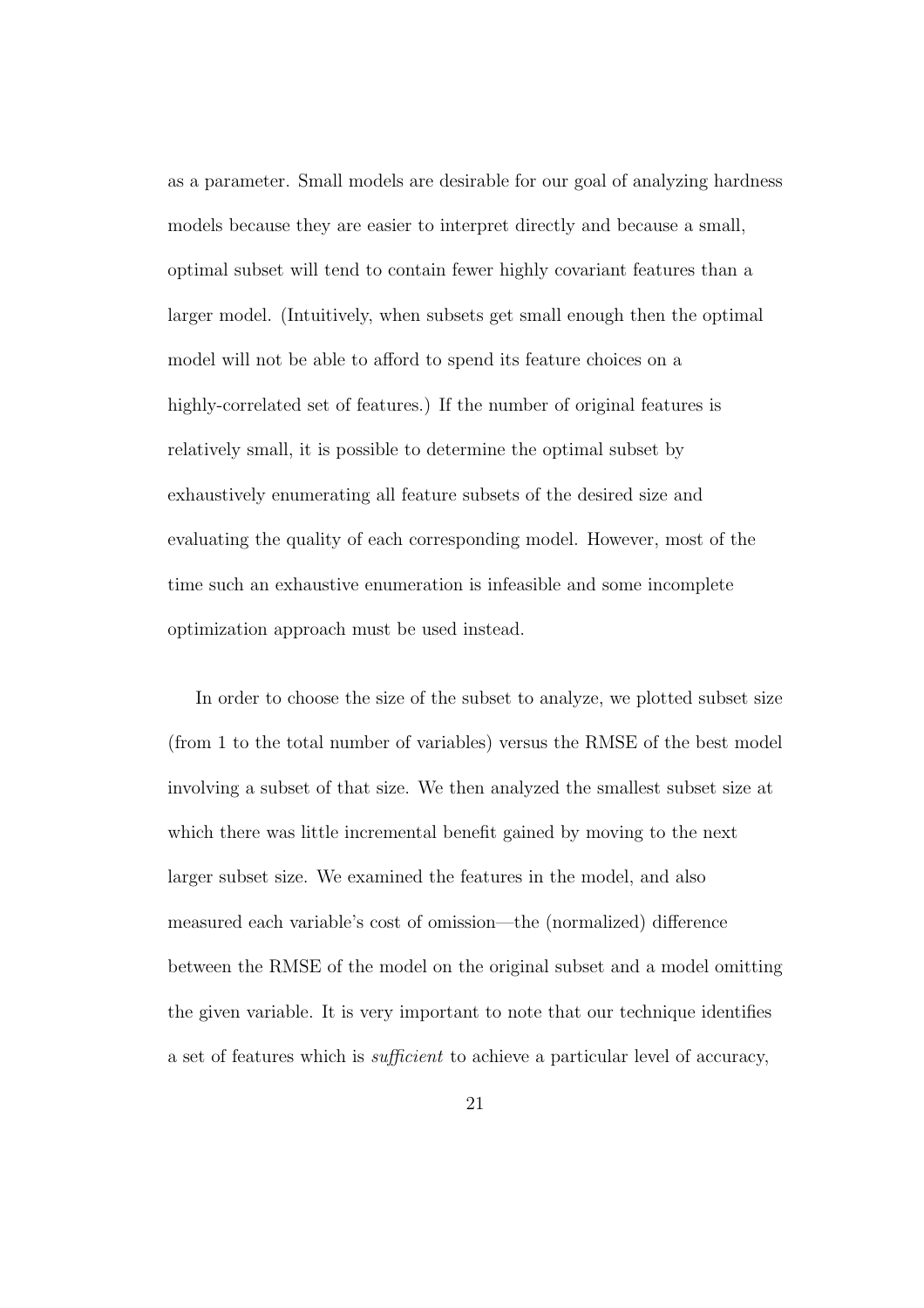as a parameter. Small models are desirable for our goal of analyzing hardness models because they are easier to interpret directly and because a small, optimal subset will tend to contain fewer highly covariant features than a larger model. (Intuitively, when subsets get small enough then the optimal model will not be able to afford to spend its feature choices on a highly-correlated set of features.) If the number of original features is relatively small, it is possible to determine the optimal subset by exhaustively enumerating all feature subsets of the desired size and evaluating the quality of each corresponding model. However, most of the time such an exhaustive enumeration is infeasible and some incomplete optimization approach must be used instead.

In order to choose the size of the subset to analyze, we plotted subset size (from 1 to the total number of variables) versus the RMSE of the best model involving a subset of that size. We then analyzed the smallest subset size at which there was little incremental benefit gained by moving to the next larger subset size. We examined the features in the model, and also measured each variable's cost of omission—the (normalized) difference between the RMSE of the model on the original subset and a model omitting the given variable. It is very important to note that our technique identifies a set of features which is *sufficient* to achieve a particular level of accuracy,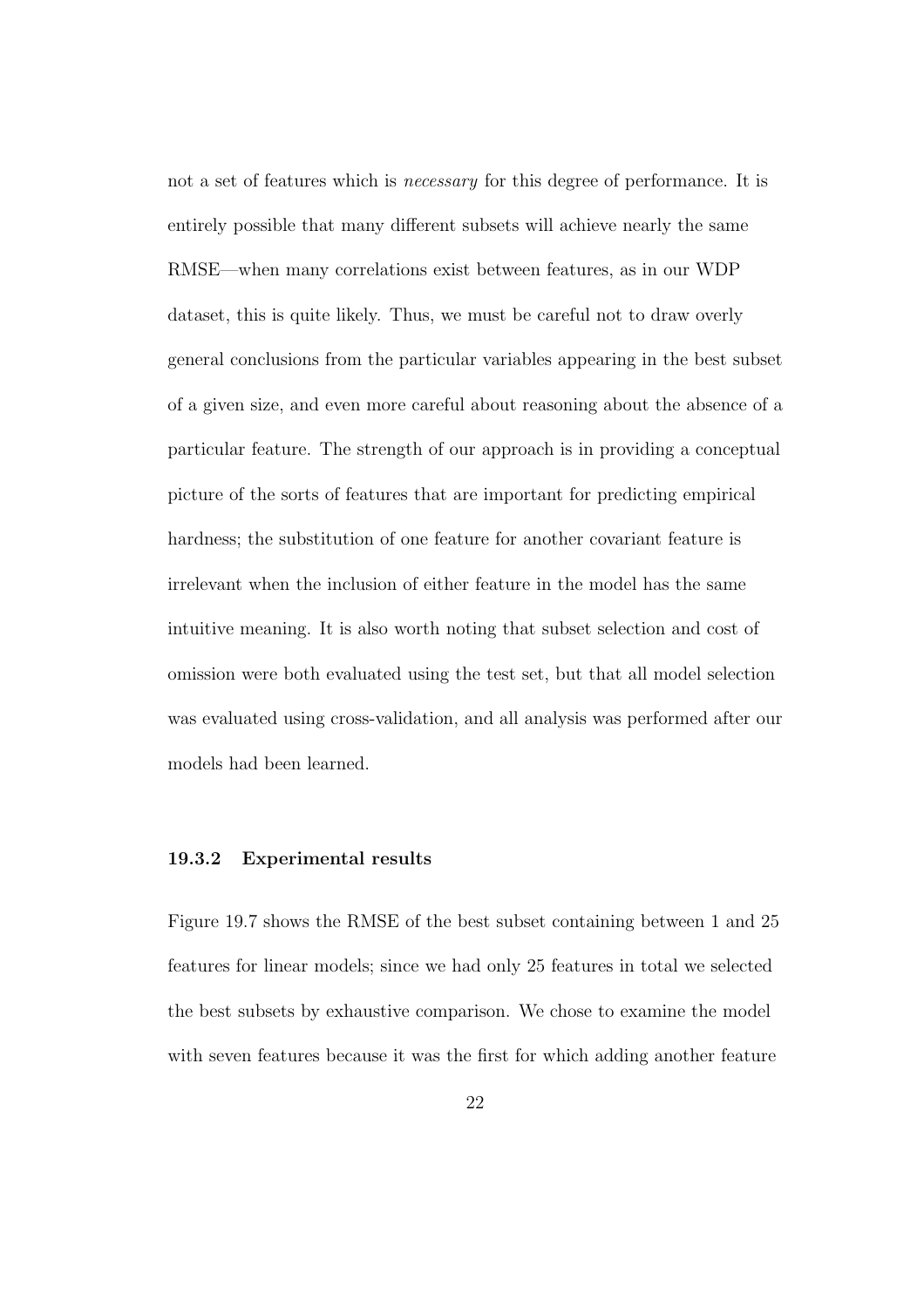not a set of features which is *necessary* for this degree of performance. It is entirely possible that many different subsets will achieve nearly the same RMSE—when many correlations exist between features, as in our WDP dataset, this is quite likely. Thus, we must be careful not to draw overly general conclusions from the particular variables appearing in the best subset of a given size, and even more careful about reasoning about the absence of a particular feature. The strength of our approach is in providing a conceptual picture of the sorts of features that are important for predicting empirical hardness; the substitution of one feature for another covariant feature is irrelevant when the inclusion of either feature in the model has the same intuitive meaning. It is also worth noting that subset selection and cost of omission were both evaluated using the test set, but that all model selection was evaluated using cross-validation, and all analysis was performed after our models had been learned.

### 19.3.2 Experimental results

Figure 19.7 shows the RMSE of the best subset containing between 1 and 25 features for linear models; since we had only 25 features in total we selected the best subsets by exhaustive comparison. We chose to examine the model with seven features because it was the first for which adding another feature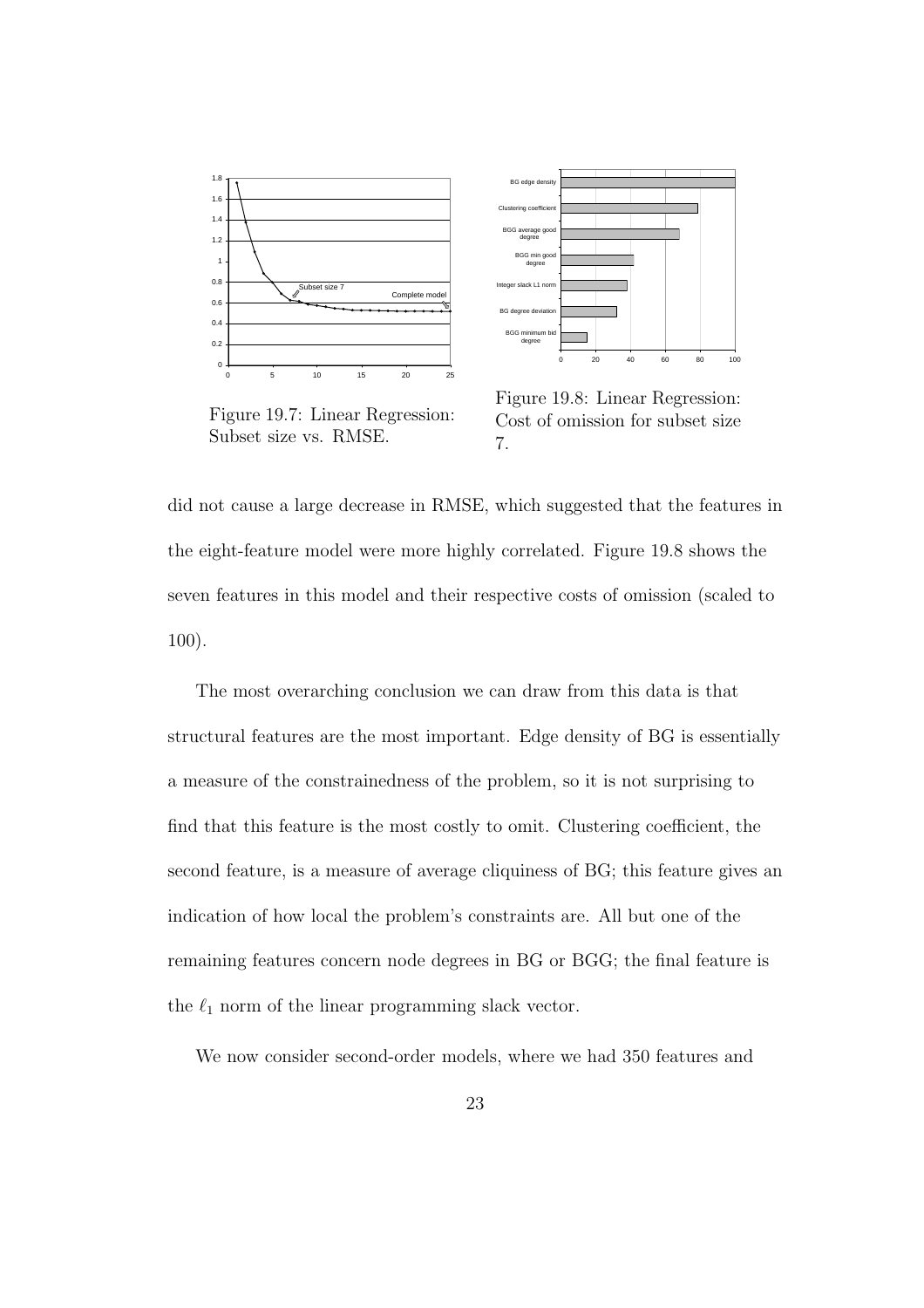Figure 19.7: Linear Regression: Subset size vs. RMSE.

Figure 19.8: Linear Regression: Cost of omission for subset size 7.

did not cause a large decrease in RMSE, which suggested that the features in the eight-feature model were more highly correlated. Figure 19.8 shows the seven features in this model and their respective costs of omission (scaled to 100).

The most overarching conclusion we can draw from this data is that structural features are the most important. Edge density of BG is essentially a measure of the constrainedness of the problem, so it is not surprising to find that this feature is the most costly to omit. Clustering coefficient, the second feature, is a measure of average cliquiness of BG; this feature gives an indication of how local the problem's constraints are. All but one of the remaining features concern node degrees in BG or BGG; the final feature is the $\ell_1$ norm of the linear programming slack vector.

We now consider second-order models, where we had 350 features and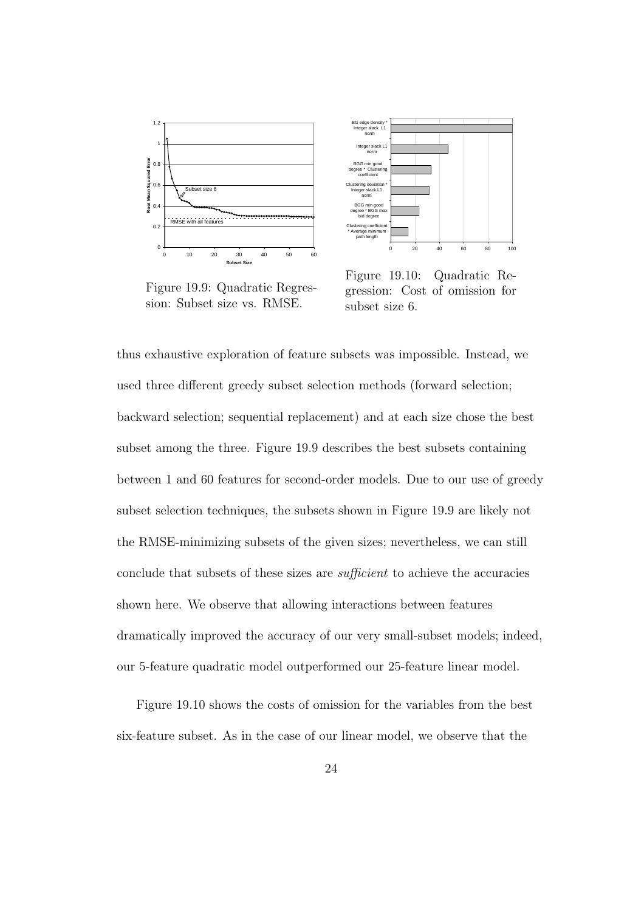Figure 19.9: Quadratic Regression: Subset size vs. RMSE.

Figure 19.10: Quadratic Regression: Cost of omission for subset size 6.

thus exhaustive exploration of feature subsets was impossible. Instead, we used three different greedy subset selection methods (forward selection; backward selection; sequential replacement) and at each size chose the best subset among the three. Figure 19.9 describes the best subsets containing between 1 and 60 features for second-order models. Due to our use of greedy subset selection techniques, the subsets shown in Figure 19.9 are likely not the RMSE-minimizing subsets of the given sizes; nevertheless, we can still conclude that subsets of these sizes are *sufficient* to achieve the accuracies shown here. We observe that allowing interactions between features dramatically improved the accuracy of our very small-subset models; indeed, our 5-feature quadratic model outperformed our 25-feature linear model.

Figure 19.10 shows the costs of omission for the variables from the best six-feature subset. As in the case of our linear model, we observe that the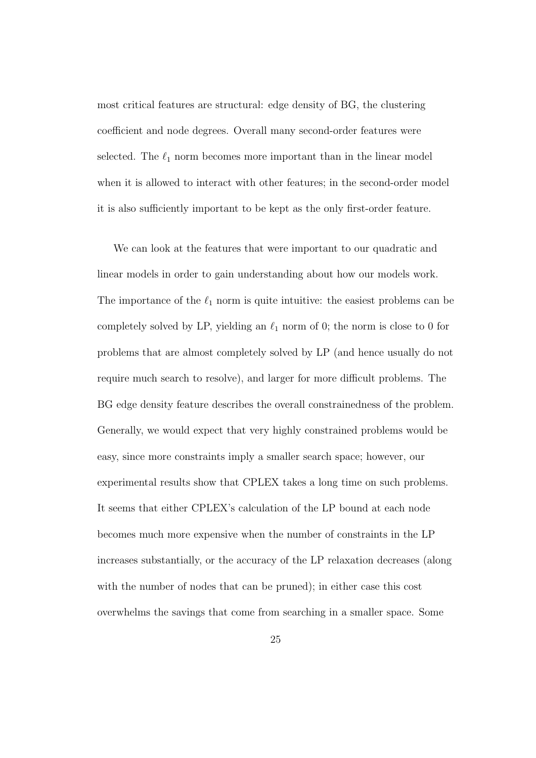most critical features are structural: edge density of BG, the clustering coefficient and node degrees. Overall many second-order features were selected. The $\ell_1$ norm becomes more important than in the linear model when it is allowed to interact with other features; in the second-order model it is also sufficiently important to be kept as the only first-order feature.

We can look at the features that were important to our quadratic and linear models in order to gain understanding about how our models work. The importance of the $\ell_1$ norm is quite intuitive: the easiest problems can be completely solved by LP, yielding an $\ell_1$ norm of 0; the norm is close to 0 for problems that are almost completely solved by LP (and hence usually do not require much search to resolve), and larger for more difficult problems. The BG edge density feature describes the overall constrainedness of the problem. Generally, we would expect that very highly constrained problems would be easy, since more constraints imply a smaller search space; however, our experimental results show that CPLEX takes a long time on such problems. It seems that either CPLEX's calculation of the LP bound at each node becomes much more expensive when the number of constraints in the LP increases substantially, or the accuracy of the LP relaxation decreases (along with the number of nodes that can be pruned); in either case this cost overwhelms the savings that come from searching in a smaller space. Some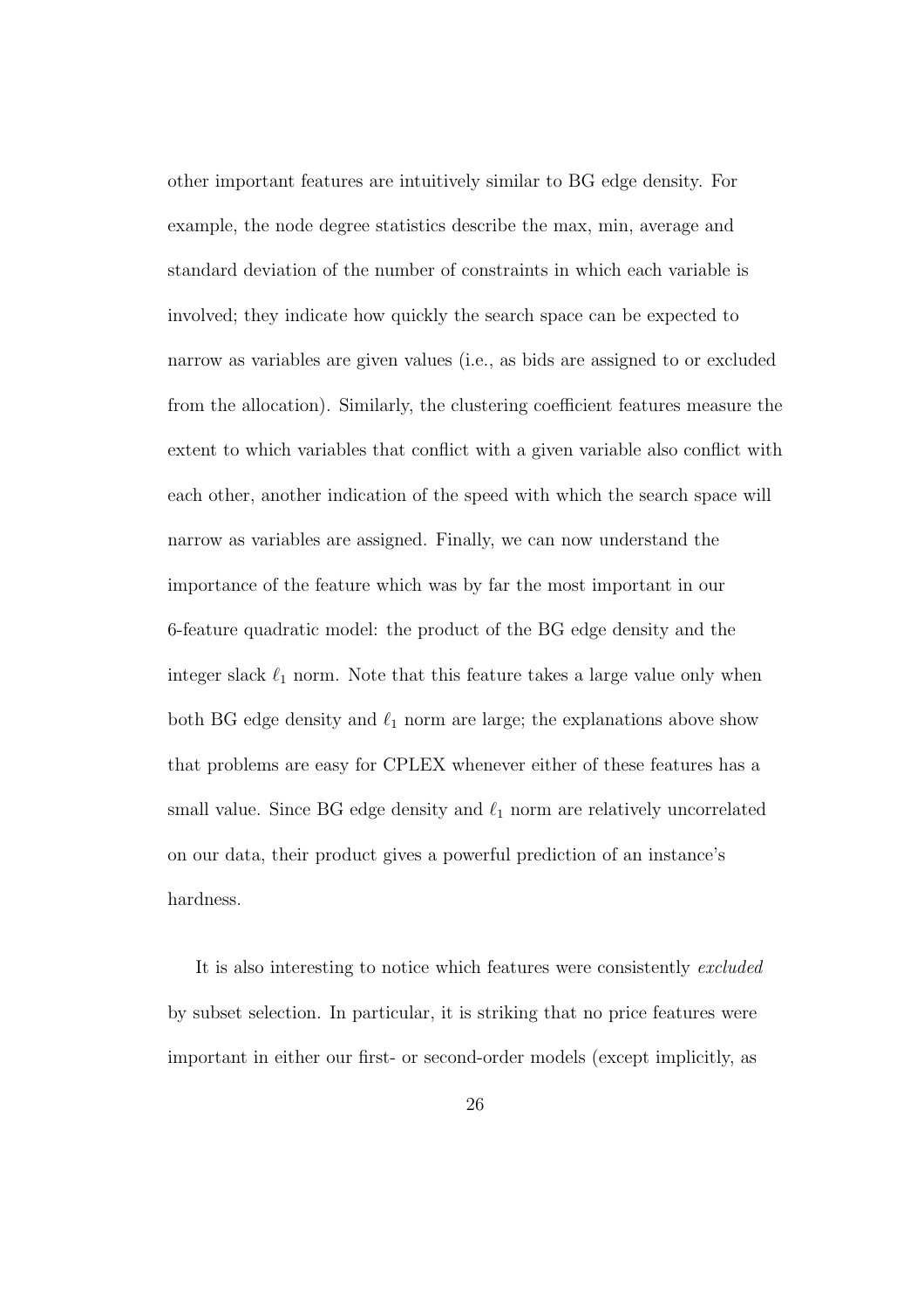other important features are intuitively similar to BG edge density. For example, the node degree statistics describe the max, min, average and standard deviation of the number of constraints in which each variable is involved; they indicate how quickly the search space can be expected to narrow as variables are given values (i.e., as bids are assigned to or excluded from the allocation). Similarly, the clustering coefficient features measure the extent to which variables that conflict with a given variable also conflict with each other, another indication of the speed with which the search space will narrow as variables are assigned. Finally, we can now understand the importance of the feature which was by far the most important in our 6-feature quadratic model: the product of the BG edge density and the integer slack $\ell_1$ norm. Note that this feature takes a large value only when both BG edge density and $\ell_1$ norm are large; the explanations above show that problems are easy for CPLEX whenever either of these features has a small value. Since BG edge density and $\ell_1$ norm are relatively uncorrelated on our data, their product gives a powerful prediction of an instance's hardness.

It is also interesting to notice which features were consistently *excluded* by subset selection. In particular, it is striking that no price features were important in either our first- or second-order models (except implicitly, as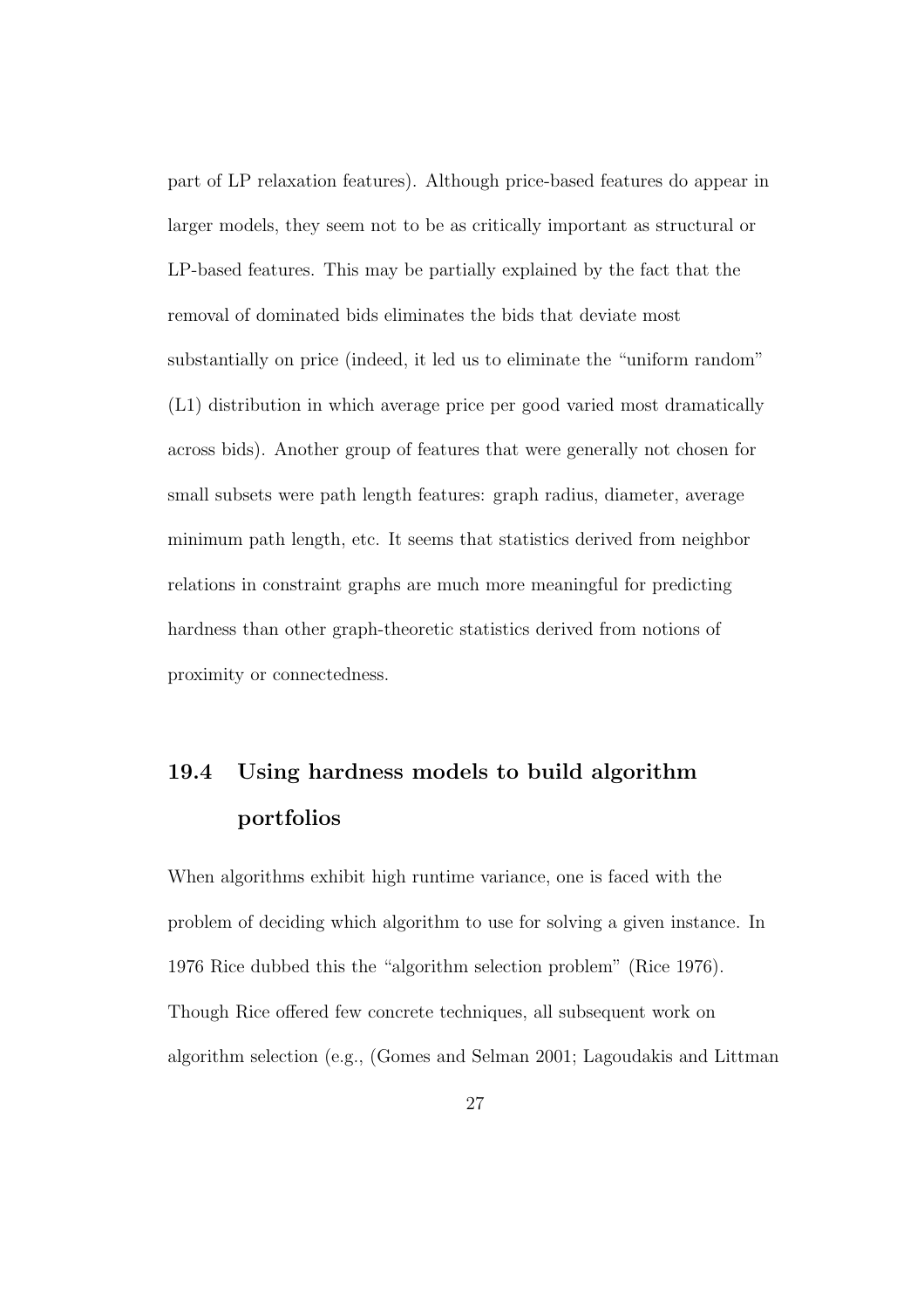part of LP relaxation features). Although price-based features do appear in larger models, they seem not to be as critically important as structural or LP-based features. This may be partially explained by the fact that the removal of dominated bids eliminates the bids that deviate most substantially on price (indeed, it led us to eliminate the "uniform random" (L1) distribution in which average price per good varied most dramatically across bids). Another group of features that were generally not chosen for small subsets were path length features: graph radius, diameter, average minimum path length, etc. It seems that statistics derived from neighbor relations in constraint graphs are much more meaningful for predicting hardness than other graph-theoretic statistics derived from notions of proximity or connectedness.

## 19.4 Using hardness models to build algorithm portfolios

When algorithms exhibit high runtime variance, one is faced with the problem of deciding which algorithm to use for solving a given instance. In 1976 Rice dubbed this the "algorithm selection problem" (Rice 1976). Though Rice offered few concrete techniques, all subsequent work on algorithm selection (e.g., (Gomes and Selman 2001; Lagoudakis and Littman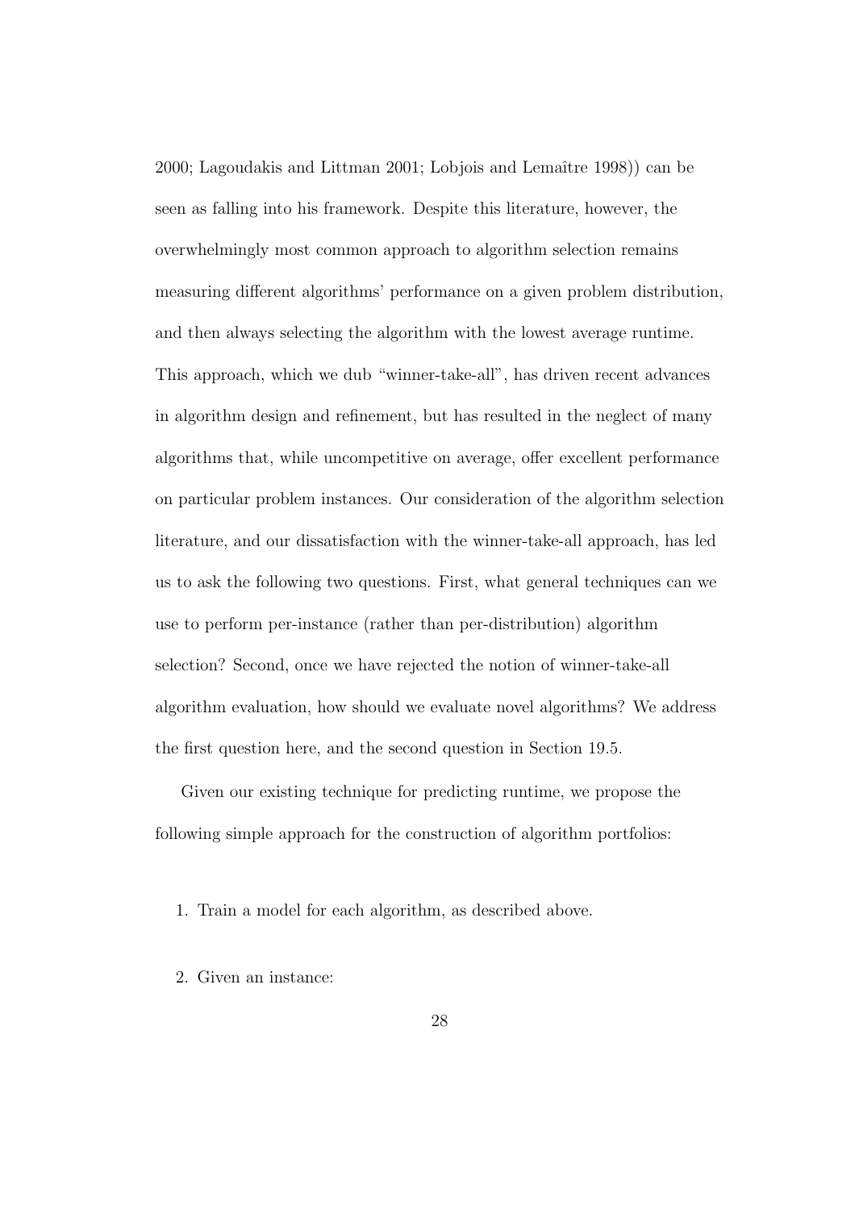2000; Lagoudakis and Littman 2001; Lobjois and Lemaître 1998)) can be seen as falling into his framework. Despite this literature, however, the overwhelmingly most common approach to algorithm selection remains measuring different algorithms' performance on a given problem distribution, and then always selecting the algorithm with the lowest average runtime. This approach, which we dub "winner-take-all", has driven recent advances in algorithm design and refinement, but has resulted in the neglect of many algorithms that, while uncompetitive on average, offer excellent performance on particular problem instances. Our consideration of the algorithm selection literature, and our dissatisfaction with the winner-take-all approach, has led us to ask the following two questions. First, what general techniques can we use to perform per-instance (rather than per-distribution) algorithm selection? Second, once we have rejected the notion of winner-take-all algorithm evaluation, how should we evaluate novel algorithms? We address the first question here, and the second question in Section 19.5.

Given our existing technique for predicting runtime, we propose the following simple approach for the construction of algorithm portfolios:

1. Train a model for each algorithm, as described above.

2. Given an instance: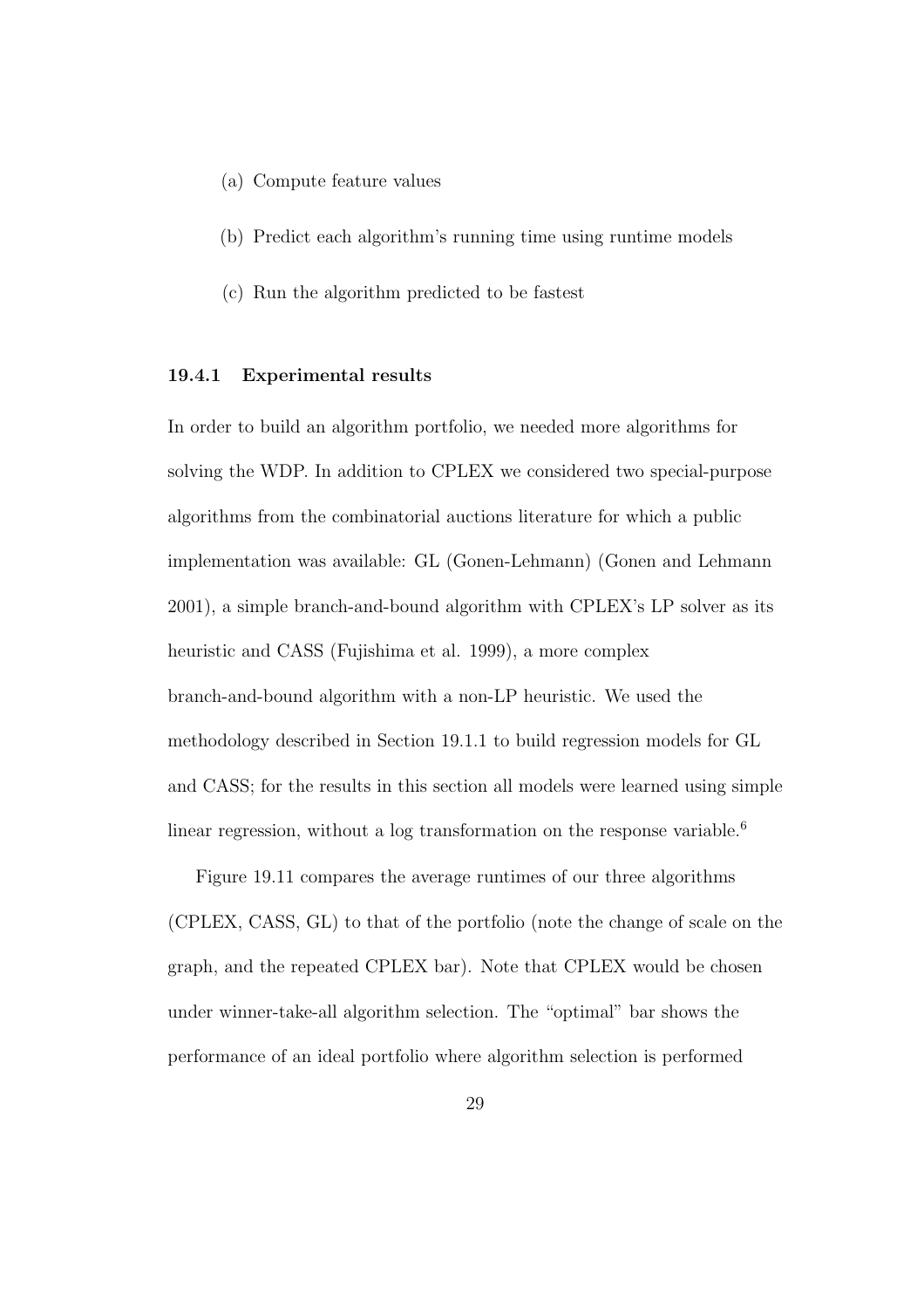(a) Compute feature values

(b) Predict each algorithm's running time using runtime models

(c) Run the algorithm predicted to be fastest

### 19.4.1 Experimental results

In order to build an algorithm portfolio, we needed more algorithms for solving the WDP. In addition to CPLEX we considered two special-purpose algorithms from the combinatorial auctions literature for which a public implementation was available: GL (Gonen-Lehmann) (Gonen and Lehmann 2001), a simple branch-and-bound algorithm with CPLEX's LP solver as its heuristic and CASS (Fujishima et al. 1999), a more complex branch-and-bound algorithm with a non-LP heuristic. We used the methodology described in Section 19.1.1 to build regression models for GL and CASS; for the results in this section all models were learned using simple linear regression, without a log transformation on the response variable.[6]

Figure 19.11 compares the average runtimes of our three algorithms (CPLEX, CASS, GL) to that of the portfolio (note the change of scale on the graph, and the repeated CPLEX bar). Note that CPLEX would be chosen under winner-take-all algorithm selection. The "optimal" bar shows the performance of an ideal portfolio where algorithm selection is performed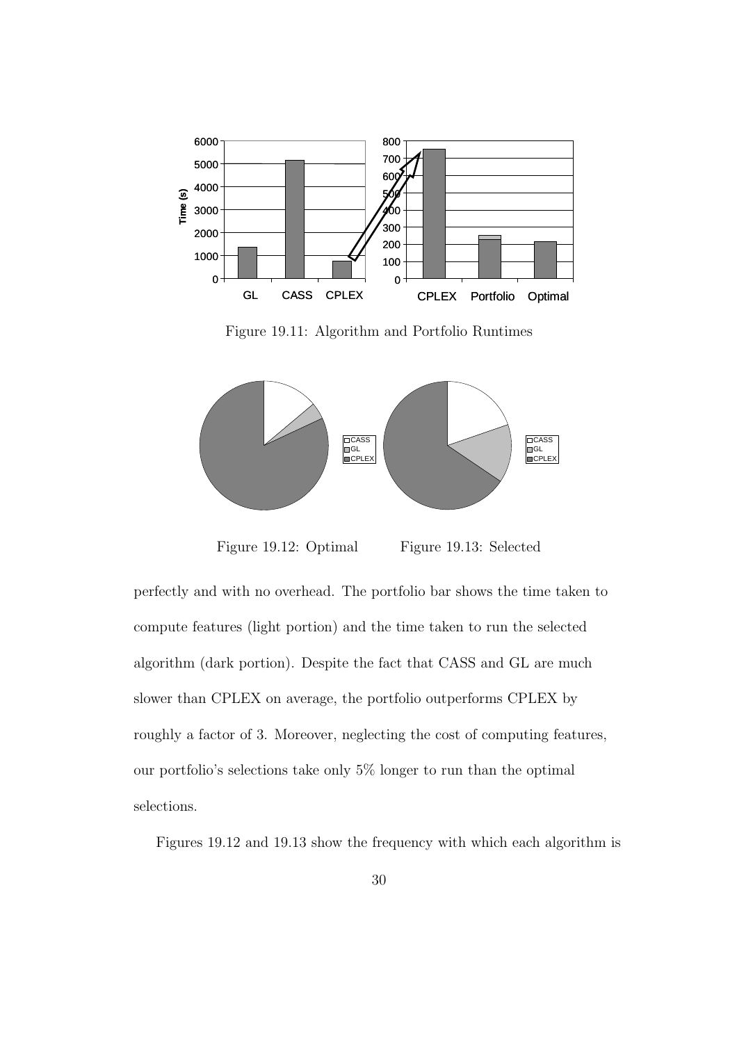Figure 19.11: Algorithm and Portfolio Runtimes

Figure 19.12: Optimal

Figure 19.13: Selected

perfectly and with no overhead. The portfolio bar shows the time taken to compute features (light portion) and the time taken to run the selected algorithm (dark portion). Despite the fact that CASS and GL are much slower than CPLEX on average, the portfolio outperforms CPLEX by roughly a factor of 3. Moreover, neglecting the cost of computing features, our portfolio's selections take only 5% longer to run than the optimal selections.

Figures 19.12 and 19.13 show the frequency with which each algorithm is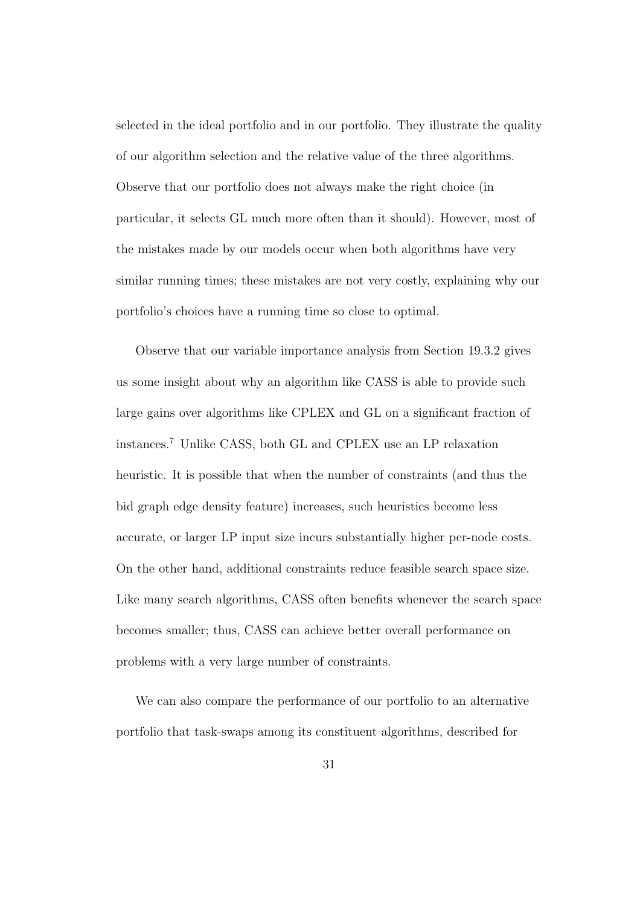selected in the ideal portfolio and in our portfolio. They illustrate the quality of our algorithm selection and the relative value of the three algorithms. Observe that our portfolio does not always make the right choice (in particular, it selects GL much more often than it should). However, most of the mistakes made by our models occur when both algorithms have very similar running times; these mistakes are not very costly, explaining why our portfolio's choices have a running time so close to optimal.

Observe that our variable importance analysis from Section 19.3.2 gives us some insight about why an algorithm like CASS is able to provide such large gains over algorithms like CPLEX and GL on a significant fraction of instances.[7] Unlike CASS, both GL and CPLEX use an LP relaxation heuristic. It is possible that when the number of constraints (and thus the bid graph edge density feature) increases, such heuristics become less accurate, or larger LP input size incurs substantially higher per-node costs. On the other hand, additional constraints reduce feasible search space size. Like many search algorithms, CASS often benefits whenever the search space becomes smaller; thus, CASS can achieve better overall performance on problems with a very large number of constraints.

We can also compare the performance of our portfolio to an alternative portfolio that task-swaps among its constituent algorithms, described for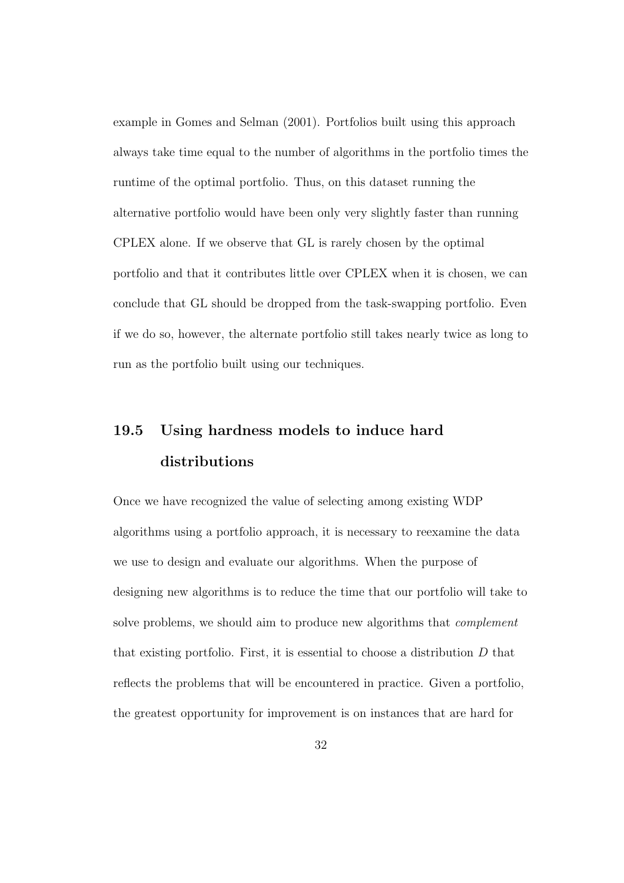example in Gomes and Selman (2001). Portfolios built using this approach always take time equal to the number of algorithms in the portfolio times the runtime of the optimal portfolio. Thus, on this dataset running the alternative portfolio would have been only very slightly faster than running CPLEX alone. If we observe that GL is rarely chosen by the optimal portfolio and that it contributes little over CPLEX when it is chosen, we can conclude that GL should be dropped from the task-swapping portfolio. Even if we do so, however, the alternate portfolio still takes nearly twice as long to run as the portfolio built using our techniques.

## 19.5 Using hardness models to induce hard distributions

Once we have recognized the value of selecting among existing WDP algorithms using a portfolio approach, it is necessary to reexamine the data we use to design and evaluate our algorithms. When the purpose of designing new algorithms is to reduce the time that our portfolio will take to solve problems, we should aim to produce new algorithms that *complement* that existing portfolio. First, it is essential to choose a distribution $D$ that reflects the problems that will be encountered in practice. Given a portfolio, the greatest opportunity for improvement is on instances that are hard for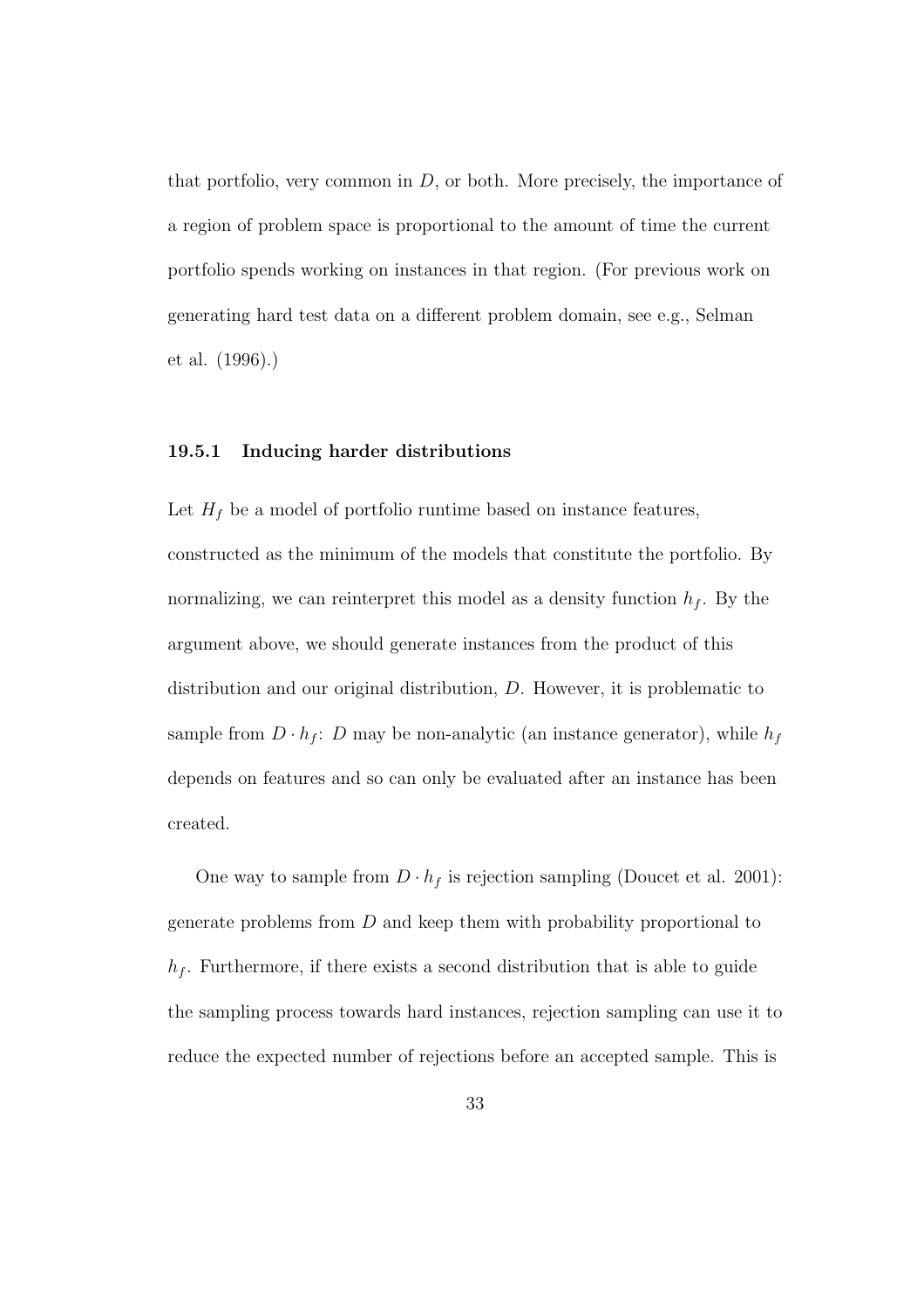that portfolio, very common in $D$, or both. More precisely, the importance of a region of problem space is proportional to the amount of time the current portfolio spends working on instances in that region. (For previous work on generating hard test data on a different problem domain, see e.g., Selman et al. (1996).)

### 19.5.1 Inducing harder distributions

Let $H_f$ be a model of portfolio runtime based on instance features, constructed as the minimum of the models that constitute the portfolio. By normalizing, we can reinterpret this model as a density function $h_f$. By the argument above, we should generate instances from the product of this distribution and our original distribution, $D$. However, it is problematic to sample from $D \cdot h_f$: $D$ may be non-analytic (an instance generator), while $h_f$ depends on features and so can only be evaluated after an instance has been created.

One way to sample from $D \cdot h_f$ is rejection sampling (Doucet et al. 2001): generate problems from $D$ and keep them with probability proportional to $h_f$. Furthermore, if there exists a second distribution that is able to guide the sampling process towards hard instances, rejection sampling can use it to reduce the expected number of rejections before an accepted sample. This is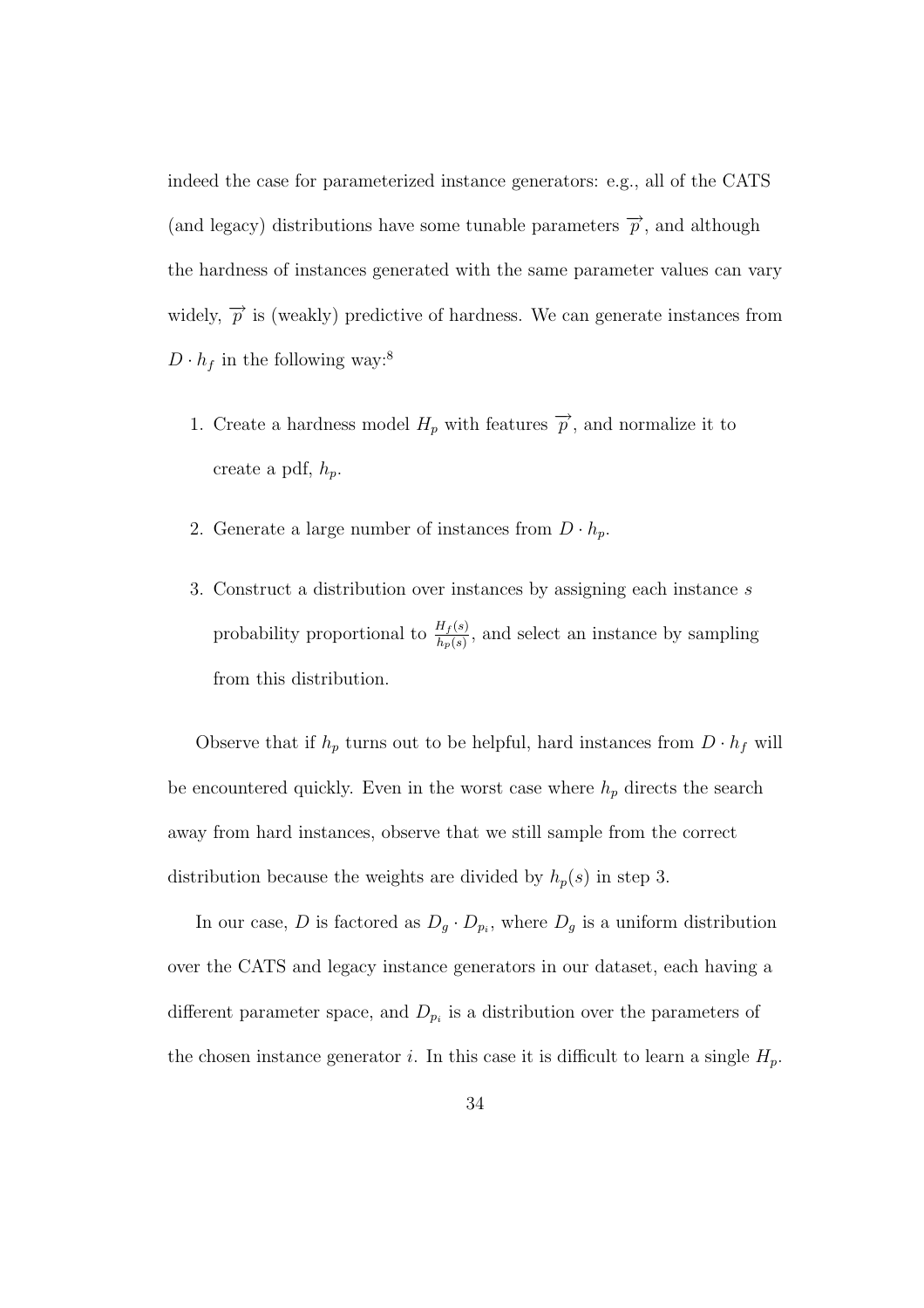indeed the case for parameterized instance generators: e.g., all of the CATS (and legacy) distributions have some tunable parameters $\overrightarrow{p}$, and although the hardness of instances generated with the same parameter values can vary widely, $\overrightarrow{p}$ is (weakly) predictive of hardness. We can generate instances from $D \cdot h_f$ in the following way:[8]

1. Create a hardness model $H_p$ with features $\overrightarrow{p}$, and normalize it to create a pdf, $h_p$.

2. Generate a large number of instances from $D \cdot h_p$.

3. Construct a distribution over instances by assigning each instance $s$ probability proportional to $\frac{H_f(s)}{h_p(s)}$, and select an instance by sampling from this distribution.

Observe that if $h_p$ turns out to be helpful, hard instances from $D \cdot h_f$ will be encountered quickly. Even in the worst case where $h_p$ directs the search away from hard instances, observe that we still sample from the correct distribution because the weights are divided by $h_p(s)$ in step 3.

In our case, $D$ is factored as $D_g \cdot D_{p_i}$, where $D_g$ is a uniform distribution over the CATS and legacy instance generators in our dataset, each having a different parameter space, and $D_{p_i}$ is a distribution over the parameters of the chosen instance generator $i$. In this case it is difficult to learn a single $H_p$.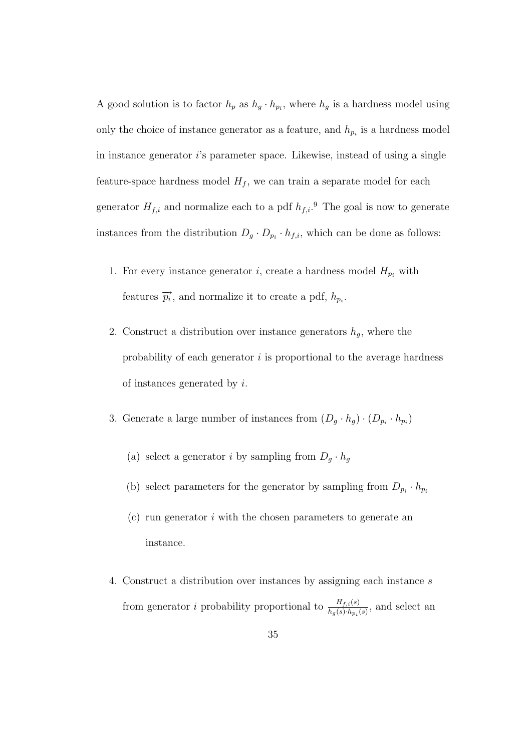A good solution is to factor $h_p$ as $h_g \cdot h_{p_i}$, where $h_g$ is a hardness model using only the choice of instance generator as a feature, and $h_{p_i}$ is a hardness model in instance generator $i$'s parameter space. Likewise, instead of using a single feature-space hardness model $H_f$, we can train a separate model for each generator $H_{f,i}$ and normalize each to a pdf $h_{f,i}$.[9] The goal is now to generate instances from the distribution $D_g \cdot D_{p_i} \cdot h_{f,i}$, which can be done as follows:

1. For every instance generator $i$, create a hardness model $H_{p_i}$ with features $\overrightarrow{p_i}$, and normalize it to create a pdf, $h_{p_i}$.
2. Construct a distribution over instance generators $h_g$, where the probability of each generator $i$ is proportional to the average hardness of instances generated by $i$.
3. Generate a large number of instances from $(D_g \cdot h_g) \cdot (D_{p_i} \cdot h_{p_i})$
   (a) select a generator $i$ by sampling from $D_g \cdot h_g$
   (b) select parameters for the generator by sampling from $D_{p_i} \cdot h_{p_i}$
   (c) run generator $i$ with the chosen parameters to generate an instance.
4. Construct a distribution over instances by assigning each instance $s$ from generator $i$ probability proportional to $\frac{H_{f,i}(s)}{h_g(s) \cdot h_{p_i}(s)}$, and select an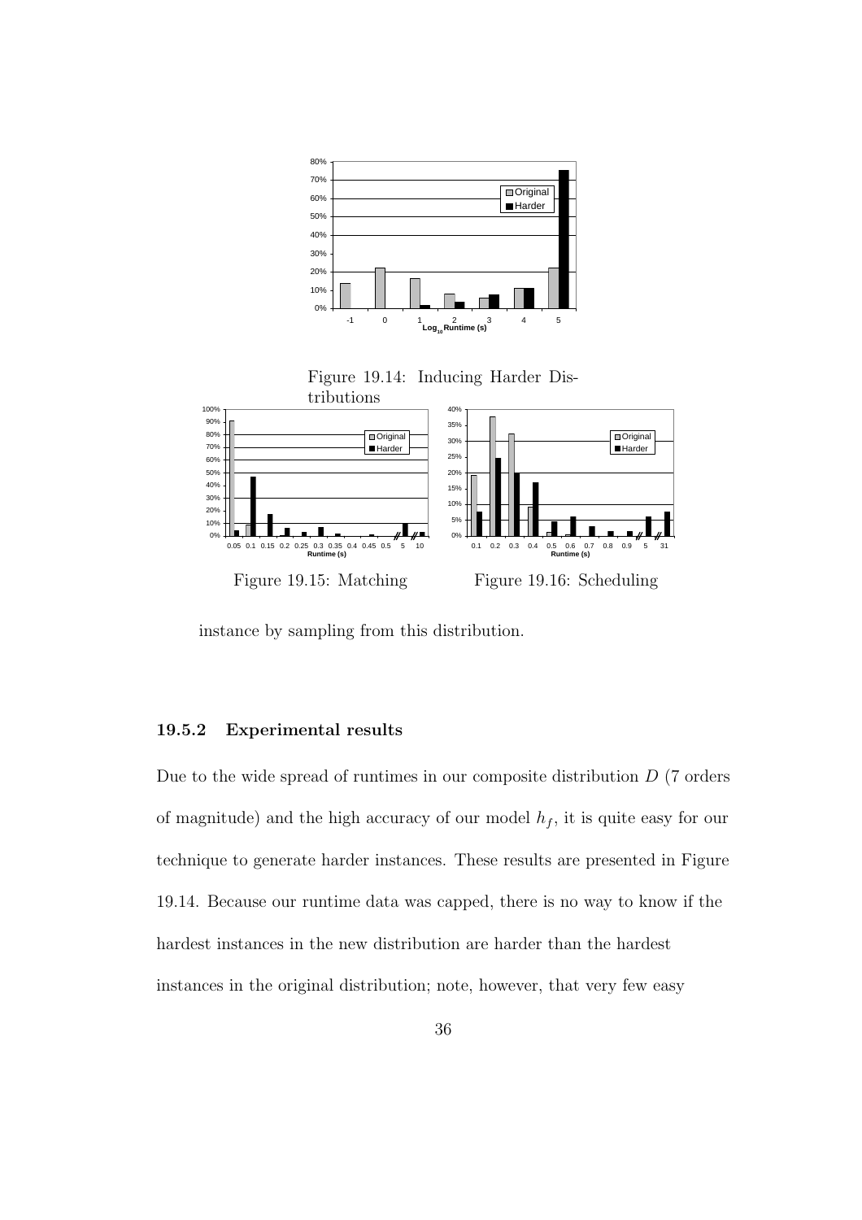Figure 19.14: Inducing Harder Distributions

Figure 19.15: Matching

Figure 19.16: Scheduling

instance by sampling from this distribution.

### 19.5.2 Experimental results

Due to the wide spread of runtimes in our composite distribution $D$ (7 orders of magnitude) and the high accuracy of our model $h_f$, it is quite easy for our technique to generate harder instances. These results are presented in Figure 19.14. Because our runtime data was capped, there is no way to know if the hardest instances in the new distribution are harder than the hardest instances in the original distribution; note, however, that very few easy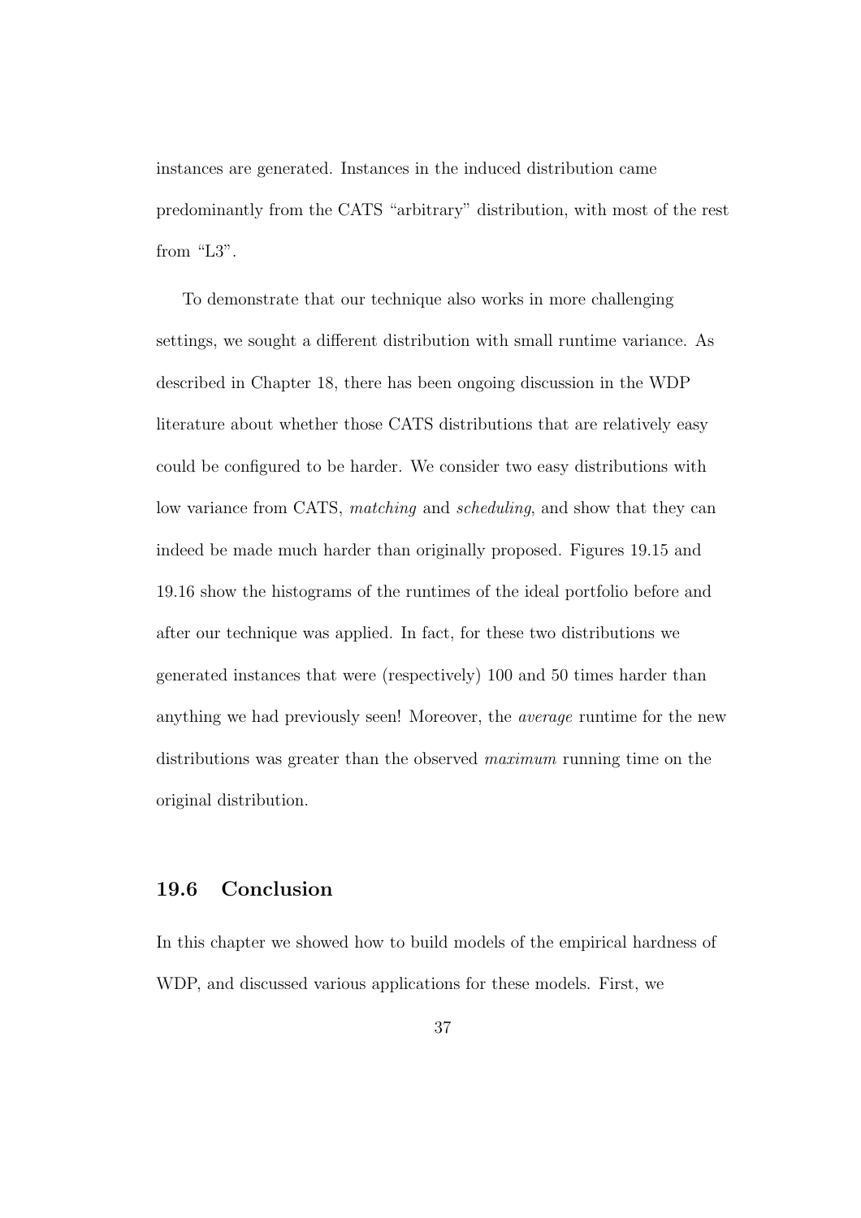instances are generated. Instances in the induced distribution came predominantly from the CATS "arbitrary" distribution, with most of the rest from "L3".

To demonstrate that our technique also works in more challenging settings, we sought a different distribution with small runtime variance. As described in Chapter 18, there has been ongoing discussion in the WDP literature about whether those CATS distributions that are relatively easy could be configured to be harder. We consider two easy distributions with low variance from CATS, *matching* and *scheduling*, and show that they can indeed be made much harder than originally proposed. Figures 19.15 and 19.16 show the histograms of the runtimes of the ideal portfolio before and after our technique was applied. In fact, for these two distributions we generated instances that were (respectively) 100 and 50 times harder than anything we had previously seen! Moreover, the *average* runtime for the new distributions was greater than the observed *maximum* running time on the original distribution.

## 19.6 Conclusion

In this chapter we showed how to build models of the empirical hardness of WDP, and discussed various applications for these models. First, we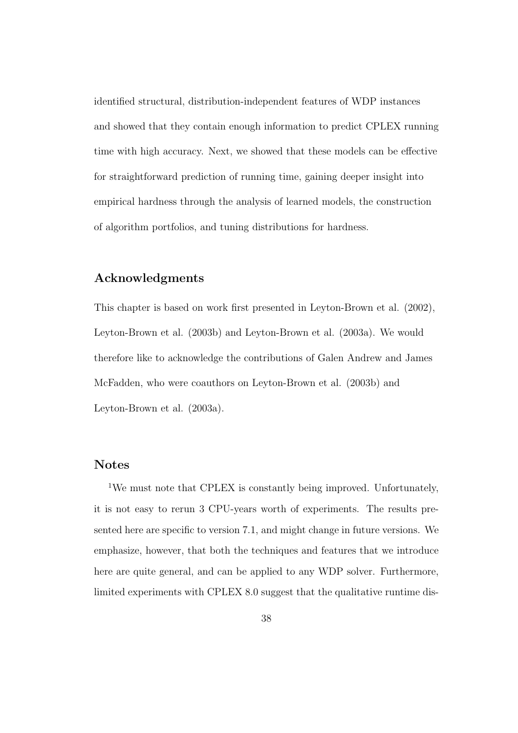identified structural, distribution-independent features of WDP instances and showed that they contain enough information to predict CPLEX running time with high accuracy. Next, we showed that these models can be effective for straightforward prediction of running time, gaining deeper insight into empirical hardness through the analysis of learned models, the construction of algorithm portfolios, and tuning distributions for hardness.

## Acknowledgments

This chapter is based on work first presented in Leyton-Brown et al. (2002), Leyton-Brown et al. (2003b) and Leyton-Brown et al. (2003a). We would therefore like to acknowledge the contributions of Galen Andrew and James McFadden, who were coauthors on Leyton-Brown et al. (2003b) and Leyton-Brown et al. (2003a).

## Notes

[1]We must note that CPLEX is constantly being improved. Unfortunately, it is not easy to rerun 3 CPU-years worth of experiments. The results presented here are specific to version 7.1, and might change in future versions. We emphasize, however, that both the techniques and features that we introduce here are quite general, and can be applied to any WDP solver. Furthermore, limited experiments with CPLEX 8.0 suggest that the qualitative runtime dis-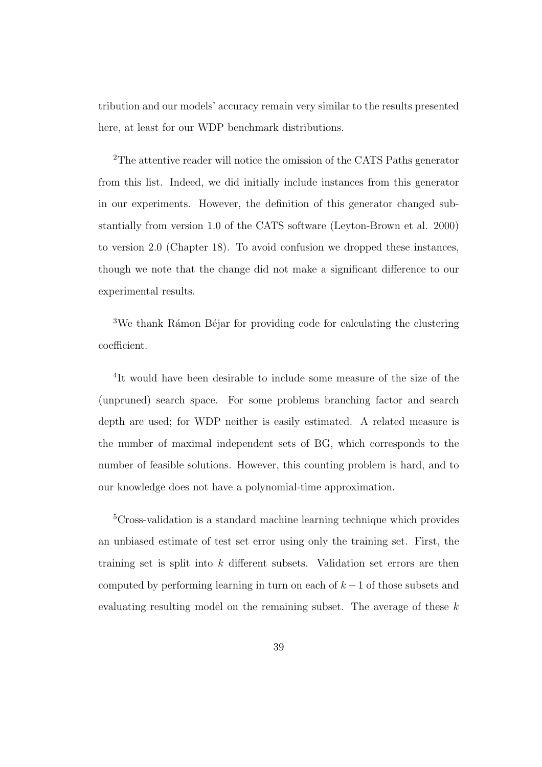tribution and our models' accuracy remain very similar to the results presented here, at least for our WDP benchmark distributions.

[2]The attentive reader will notice the omission of the CATS Paths generator from this list. Indeed, we did initially include instances from this generator in our experiments. However, the definition of this generator changed substantially from version 1.0 of the CATS software (Leyton-Brown et al. 2000) to version 2.0 (Chapter 18). To avoid confusion we dropped these instances, though we note that the change did not make a significant difference to our experimental results.

[3]We thank Rámon Béjar for providing code for calculating the clustering coefficient.

[4]It would have been desirable to include some measure of the size of the (unpruned) search space. For some problems branching factor and search depth are used; for WDP neither is easily estimated. A related measure is the number of maximal independent sets of BG, which corresponds to the number of feasible solutions. However, this counting problem is hard, and to our knowledge does not have a polynomial-time approximation.

[5]Cross-validation is a standard machine learning technique which provides an unbiased estimate of test set error using only the training set. First, the training set is split into $k$ different subsets. Validation set errors are then computed by performing learning in turn on each of $k-1$ of those subsets and evaluating resulting model on the remaining subset. The average of these $k$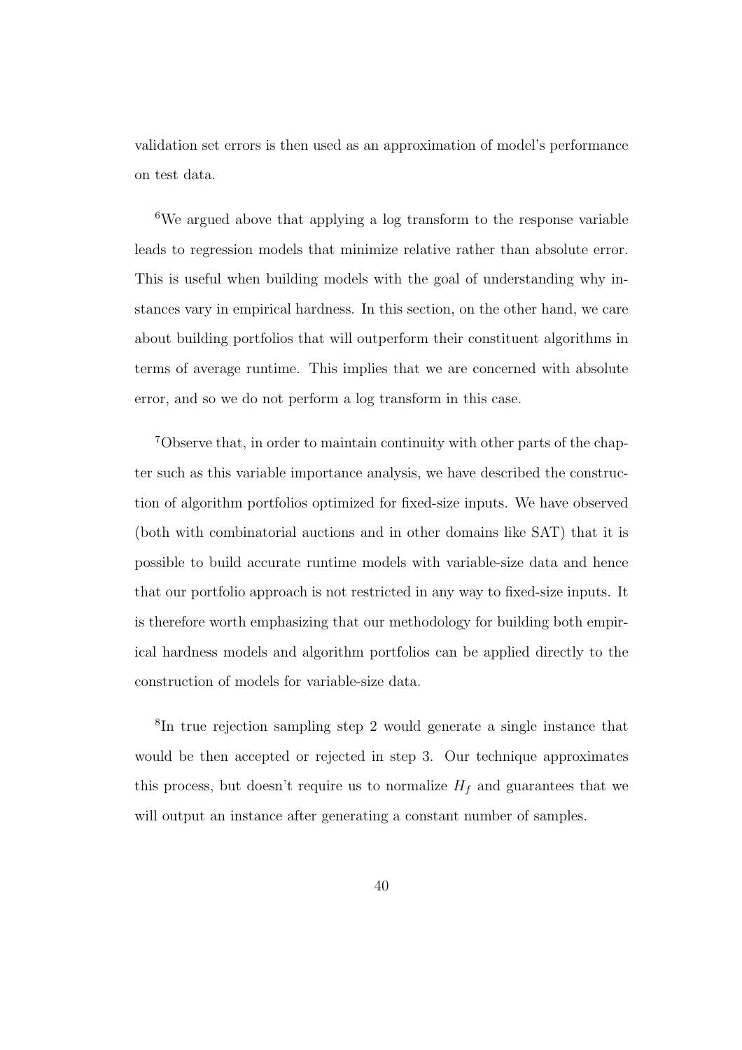validation set errors is then used as an approximation of model's performance on test data.

[6]We argued above that applying a log transform to the response variable leads to regression models that minimize relative rather than absolute error. This is useful when building models with the goal of understanding why instances vary in empirical hardness. In this section, on the other hand, we care about building portfolios that will outperform their constituent algorithms in terms of average runtime. This implies that we are concerned with absolute error, and so we do not perform a log transform in this case.

[7]Observe that, in order to maintain continuity with other parts of the chapter such as this variable importance analysis, we have described the construction of algorithm portfolios optimized for fixed-size inputs. We have observed (both with combinatorial auctions and in other domains like SAT) that it is possible to build accurate runtime models with variable-size data and hence that our portfolio approach is not restricted in any way to fixed-size inputs. It is therefore worth emphasizing that our methodology for building both empirical hardness models and algorithm portfolios can be applied directly to the construction of models for variable-size data.

[8]In true rejection sampling step 2 would generate a single instance that would be then accepted or rejected in step 3. Our technique approximates this process, but doesn't require us to normalize $H_f$ and guarantees that we will output an instance after generating a constant number of samples.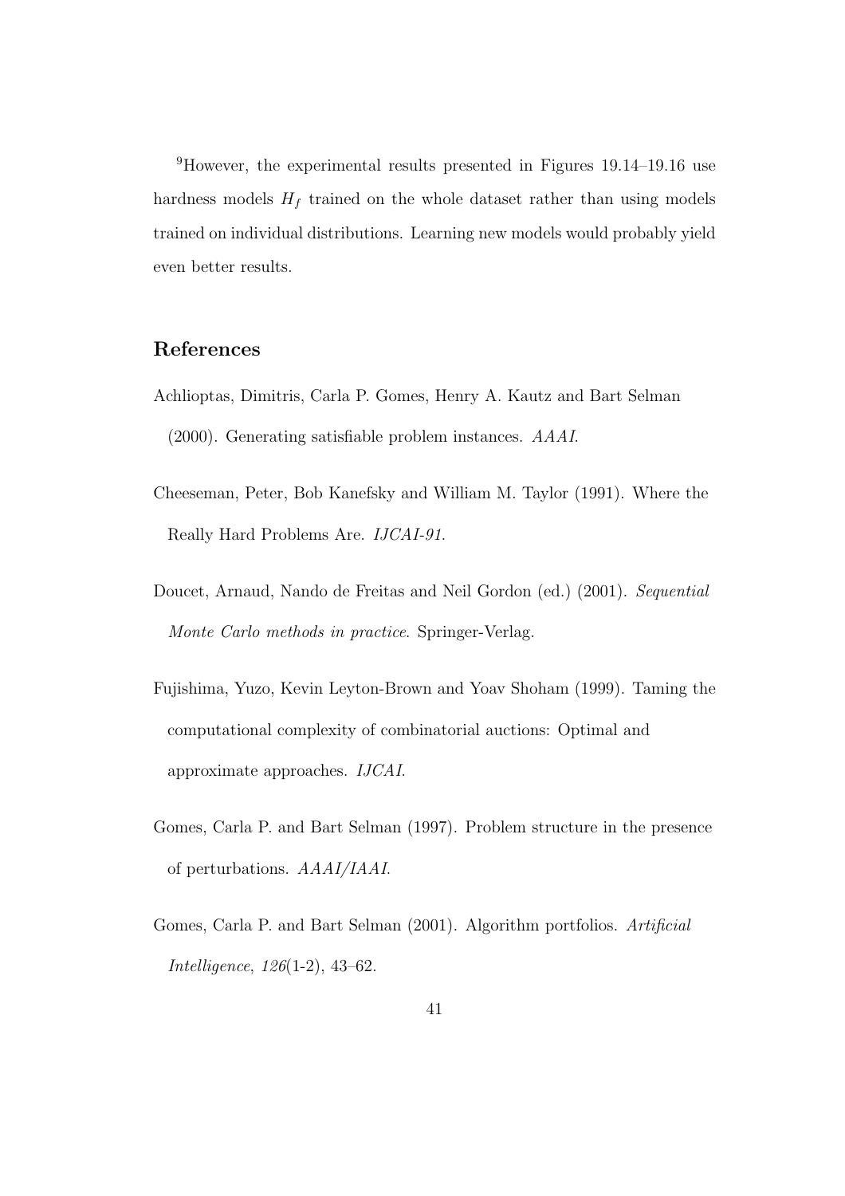[9] However, the experimental results presented in Figures 19.14–19.16 use hardness models $H_f$ trained on the whole dataset rather than using models trained on individual distributions. Learning new models would probably yield even better results.

## References

Achlioptas, Dimitris, Carla P. Gomes, Henry A. Kautz and Bart Selman (2000). Generating satisfiable problem instances. *AAAI*.

Cheeseman, Peter, Bob Kanefsky and William M. Taylor (1991). Where the Really Hard Problems Are. *IJCAI-91*.

Doucet, Arnaud, Nando de Freitas and Neil Gordon (ed.) (2001). *Sequential Monte Carlo methods in practice*. Springer-Verlag.

Fujishima, Yuzo, Kevin Leyton-Brown and Yoav Shoham (1999). Taming the computational complexity of combinatorial auctions: Optimal and approximate approaches. *IJCAI*.

Gomes, Carla P. and Bart Selman (1997). Problem structure in the presence of perturbations. *AAAI/IAAI*.

Gomes, Carla P. and Bart Selman (2001). Algorithm portfolios. *Artificial Intelligence*, *126*(1-2), 43–62.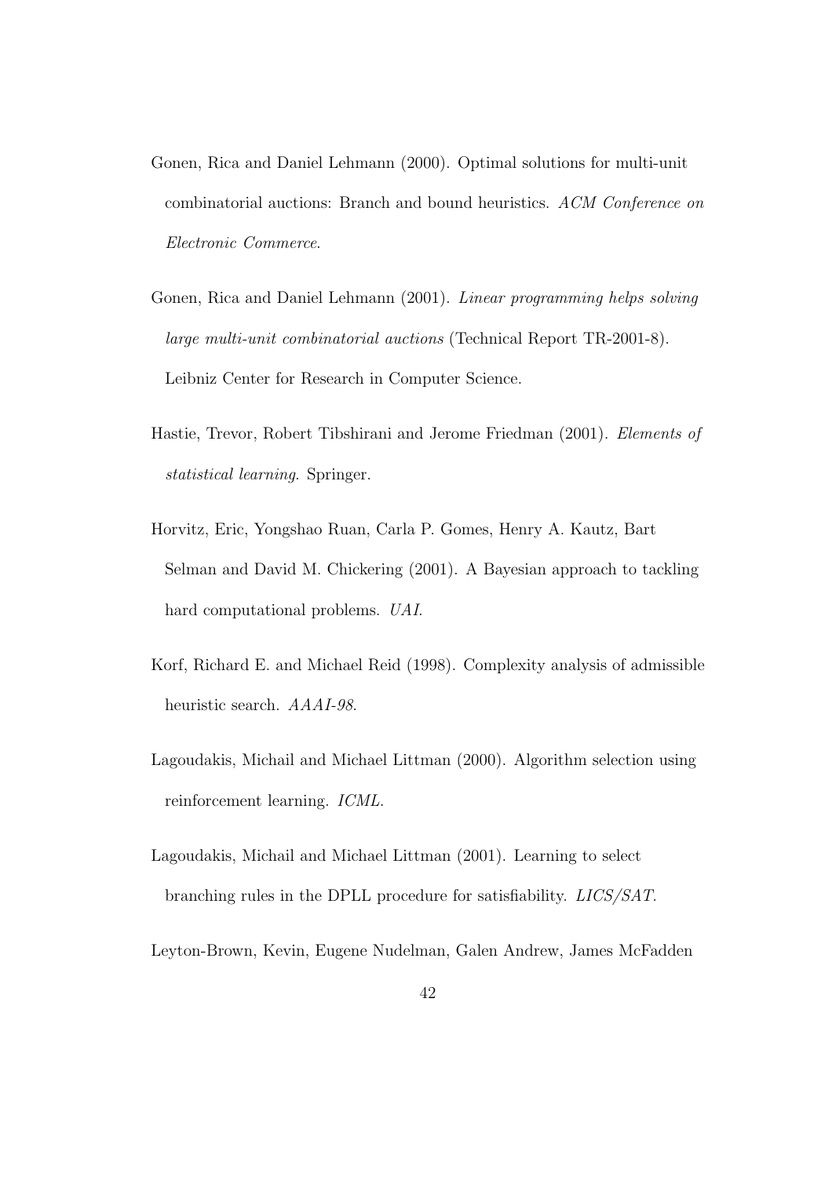Gonen, Rica and Daniel Lehmann (2000). Optimal solutions for multi-unit combinatorial auctions: Branch and bound heuristics. *ACM Conference on Electronic Commerce*.

Gonen, Rica and Daniel Lehmann (2001). *Linear programming helps solving large multi-unit combinatorial auctions* (Technical Report TR-2001-8). Leibniz Center for Research in Computer Science.

Hastie, Trevor, Robert Tibshirani and Jerome Friedman (2001). *Elements of statistical learning*. Springer.

Horvitz, Eric, Yongshao Ruan, Carla P. Gomes, Henry A. Kautz, Bart Selman and David M. Chickering (2001). A Bayesian approach to tackling hard computational problems. *UAI*.

Korf, Richard E. and Michael Reid (1998). Complexity analysis of admissible heuristic search. *AAAI-98*.

Lagoudakis, Michail and Michael Littman (2000). Algorithm selection using reinforcement learning. *ICML*.

Lagoudakis, Michail and Michael Littman (2001). Learning to select branching rules in the DPLL procedure for satisfiability. *LICS/SAT*.

Leyton-Brown, Kevin, Eugene Nudelman, Galen Andrew, James McFadden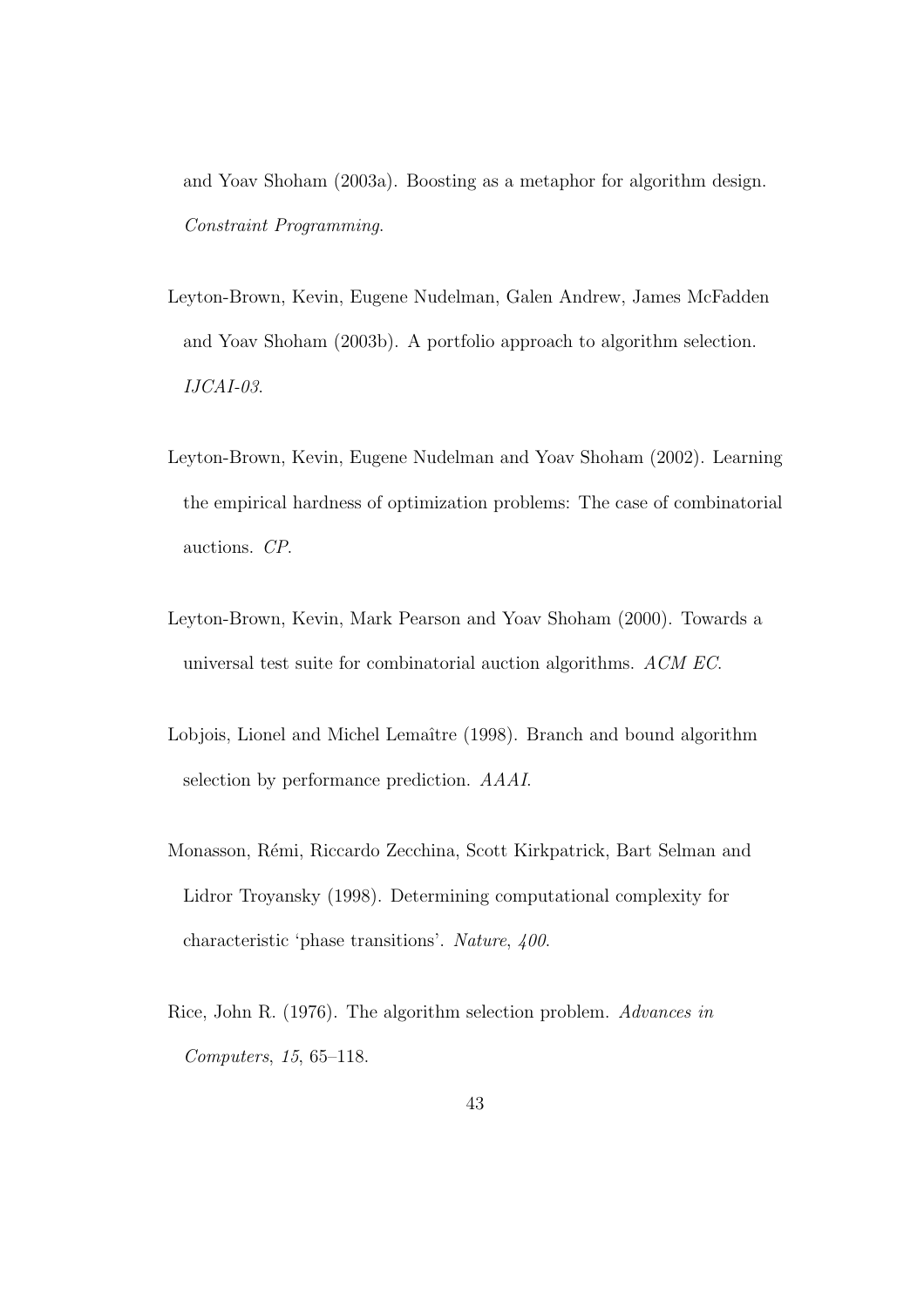and Yoav Shoham (2003a). Boosting as a metaphor for algorithm design. *Constraint Programming*.

Leyton-Brown, Kevin, Eugene Nudelman, Galen Andrew, James McFadden and Yoav Shoham (2003b). A portfolio approach to algorithm selection. *IJCAI-03*.

Leyton-Brown, Kevin, Eugene Nudelman and Yoav Shoham (2002). Learning the empirical hardness of optimization problems: The case of combinatorial auctions. *CP*.

Leyton-Brown, Kevin, Mark Pearson and Yoav Shoham (2000). Towards a universal test suite for combinatorial auction algorithms. *ACM EC*.

Lobjois, Lionel and Michel Lemaître (1998). Branch and bound algorithm selection by performance prediction. *AAAI*.

Monasson, Rémi, Riccardo Zecchina, Scott Kirkpatrick, Bart Selman and Lidror Troyansky (1998). Determining computational complexity for characteristic 'phase transitions'. *Nature*, *400*.

Rice, John R. (1976). The algorithm selection problem. *Advances in Computers*, *15*, 65–118.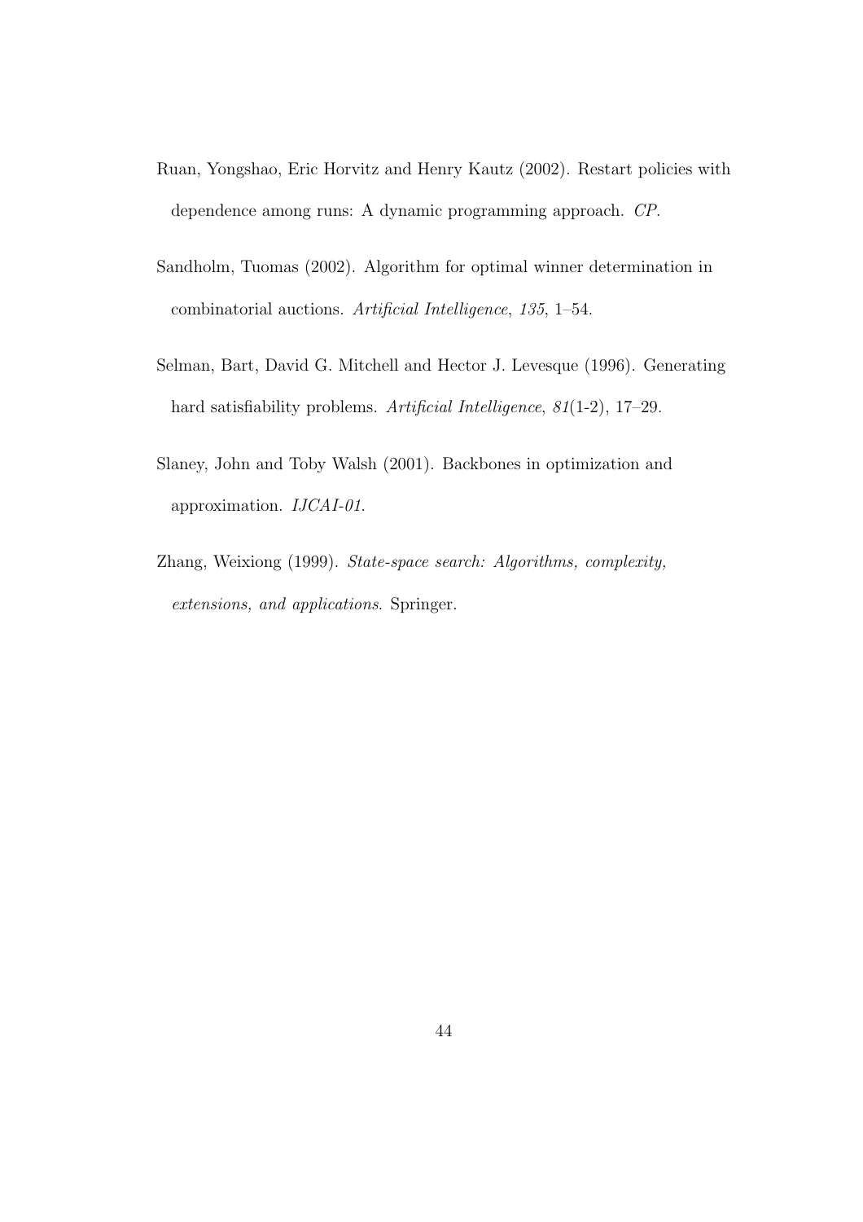Ruan, Yongshao, Eric Horvitz and Henry Kautz (2002). Restart policies with dependence among runs: A dynamic programming approach. *CP*.

Sandholm, Tuomas (2002). Algorithm for optimal winner determination in combinatorial auctions. *Artificial Intelligence*, *135*, 1–54.

Selman, Bart, David G. Mitchell and Hector J. Levesque (1996). Generating hard satisfiability problems. *Artificial Intelligence*, *81*(1-2), 17–29.

Slaney, John and Toby Walsh (2001). Backbones in optimization and approximation. *IJCAI-01*.

Zhang, Weixiong (1999). *State-space search: Algorithms, complexity, extensions, and applications*. Springer.